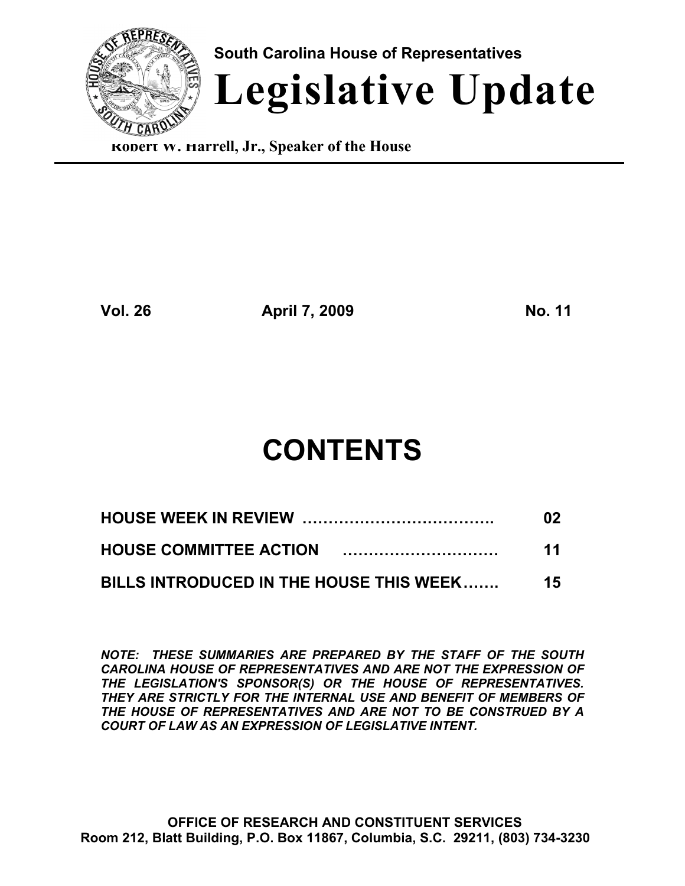**South Carolina House of Representatives**

# Legislative Update

**Robert W. Harrell, Jr., Speaker of the House**

---

**Vol. 26** **April 7, 2009** **No. 11**

# CONTENTS

| | |
|---|---|
| **HOUSE WEEK IN REVIEW ……………………………….** | **02** |
| **HOUSE COMMITTEE ACTION …………………………** | **11** |
| **BILLS INTRODUCED IN THE HOUSE THIS WEEK…….** | **15** |

***NOTE: THESE SUMMARIES ARE PREPARED BY THE STAFF OF THE SOUTH CAROLINA HOUSE OF REPRESENTATIVES AND ARE NOT THE EXPRESSION OF THE LEGISLATION'S SPONSOR(S) OR THE HOUSE OF REPRESENTATIVES. THEY ARE STRICTLY FOR THE INTERNAL USE AND BENEFIT OF MEMBERS OF THE HOUSE OF REPRESENTATIVES AND ARE NOT TO BE CONSTRUED BY A COURT OF LAW AS AN EXPRESSION OF LEGISLATIVE INTENT.***

**OFFICE OF RESEARCH AND CONSTITUENT SERVICES**
**Room 212, Blatt Building, P.O. Box 11867, Columbia, S.C. 29211, (803) 734-3230**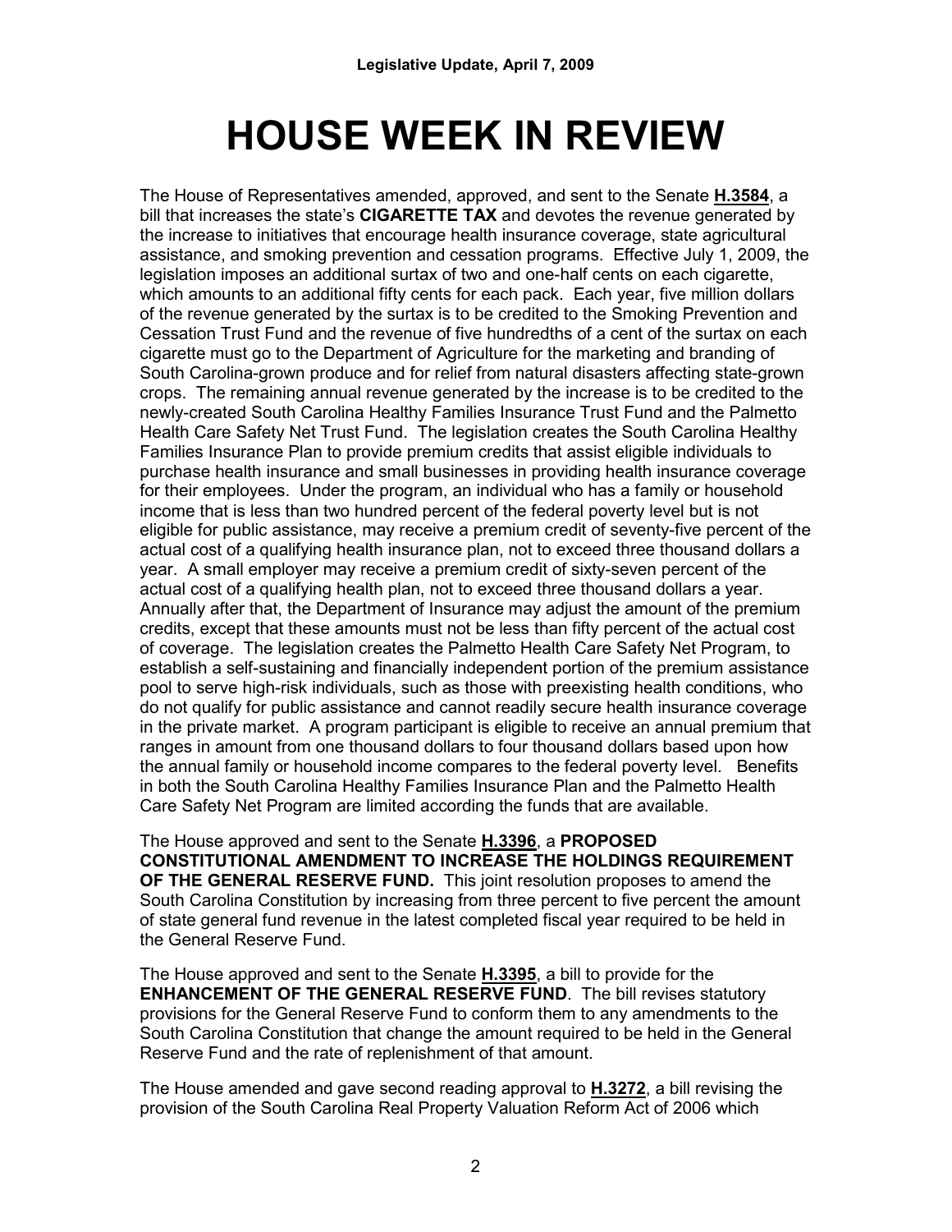# HOUSE WEEK IN REVIEW

The House of Representatives amended, approved, and sent to the Senate **H.3584**, a bill that increases the state's **CIGARETTE TAX** and devotes the revenue generated by the increase to initiatives that encourage health insurance coverage, state agricultural assistance, and smoking prevention and cessation programs. Effective July 1, 2009, the legislation imposes an additional surtax of two and one-half cents on each cigarette, which amounts to an additional fifty cents for each pack. Each year, five million dollars of the revenue generated by the surtax is to be credited to the Smoking Prevention and Cessation Trust Fund and the revenue of five hundredths of a cent of the surtax on each cigarette must go to the Department of Agriculture for the marketing and branding of South Carolina-grown produce and for relief from natural disasters affecting state-grown crops. The remaining annual revenue generated by the increase is to be credited to the newly-created South Carolina Healthy Families Insurance Trust Fund and the Palmetto Health Care Safety Net Trust Fund. The legislation creates the South Carolina Healthy Families Insurance Plan to provide premium credits that assist eligible individuals to purchase health insurance and small businesses in providing health insurance coverage for their employees. Under the program, an individual who has a family or household income that is less than two hundred percent of the federal poverty level but is not eligible for public assistance, may receive a premium credit of seventy-five percent of the actual cost of a qualifying health insurance plan, not to exceed three thousand dollars a year. A small employer may receive a premium credit of sixty-seven percent of the actual cost of a qualifying health plan, not to exceed three thousand dollars a year. Annually after that, the Department of Insurance may adjust the amount of the premium credits, except that these amounts must not be less than fifty percent of the actual cost of coverage. The legislation creates the Palmetto Health Care Safety Net Program, to establish a self-sustaining and financially independent portion of the premium assistance pool to serve high-risk individuals, such as those with preexisting health conditions, who do not qualify for public assistance and cannot readily secure health insurance coverage in the private market. A program participant is eligible to receive an annual premium that ranges in amount from one thousand dollars to four thousand dollars based upon how the annual family or household income compares to the federal poverty level. Benefits in both the South Carolina Healthy Families Insurance Plan and the Palmetto Health Care Safety Net Program are limited according the funds that are available.

The House approved and sent to the Senate **H.3396**, a **PROPOSED CONSTITUTIONAL AMENDMENT TO INCREASE THE HOLDINGS REQUIREMENT OF THE GENERAL RESERVE FUND.** This joint resolution proposes to amend the South Carolina Constitution by increasing from three percent to five percent the amount of state general fund revenue in the latest completed fiscal year required to be held in the General Reserve Fund.

The House approved and sent to the Senate **H.3395**, a bill to provide for the **ENHANCEMENT OF THE GENERAL RESERVE FUND**. The bill revises statutory provisions for the General Reserve Fund to conform them to any amendments to the South Carolina Constitution that change the amount required to be held in the General Reserve Fund and the rate of replenishment of that amount.

The House amended and gave second reading approval to **H.3272**, a bill revising the provision of the South Carolina Real Property Valuation Reform Act of 2006 which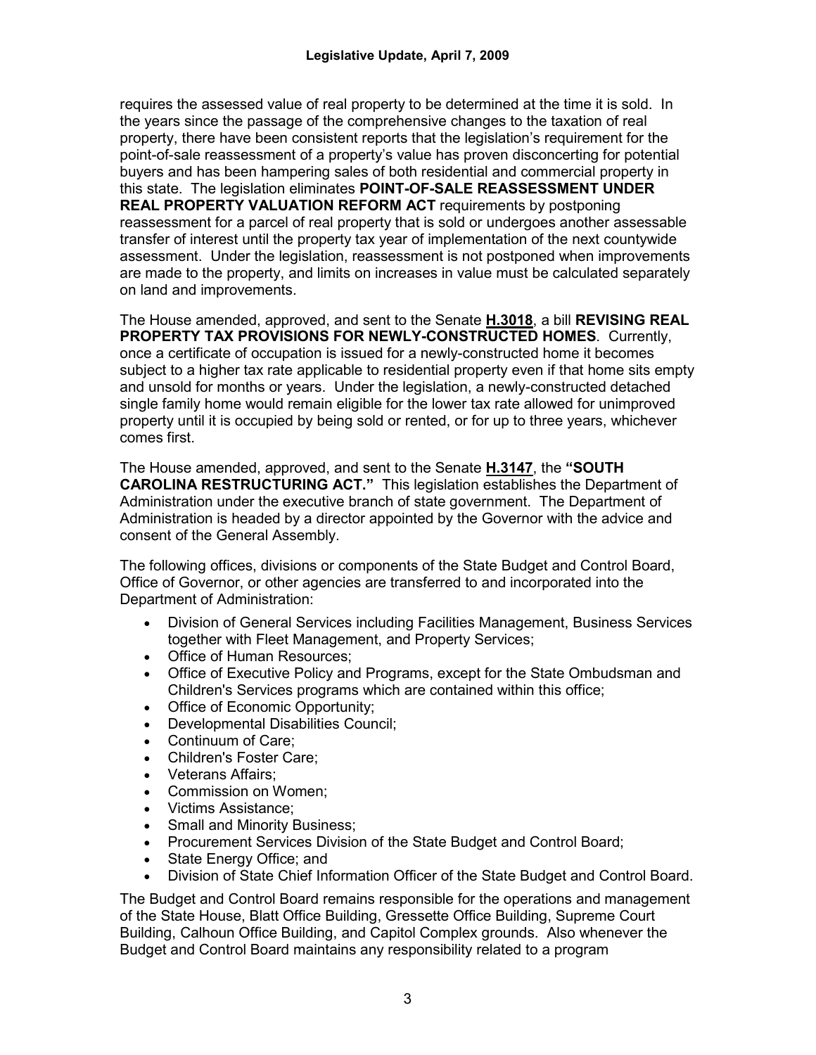requires the assessed value of real property to be determined at the time it is sold. In the years since the passage of the comprehensive changes to the taxation of real property, there have been consistent reports that the legislation's requirement for the point-of-sale reassessment of a property's value has proven disconcerting for potential buyers and has been hampering sales of both residential and commercial property in this state. The legislation eliminates **POINT-OF-SALE REASSESSMENT UNDER REAL PROPERTY VALUATION REFORM ACT** requirements by postponing reassessment for a parcel of real property that is sold or undergoes another assessable transfer of interest until the property tax year of implementation of the next countywide assessment. Under the legislation, reassessment is not postponed when improvements are made to the property, and limits on increases in value must be calculated separately on land and improvements.

The House amended, approved, and sent to the Senate **H.3018**, a bill **REVISING REAL PROPERTY TAX PROVISIONS FOR NEWLY-CONSTRUCTED HOMES**. Currently, once a certificate of occupation is issued for a newly-constructed home it becomes subject to a higher tax rate applicable to residential property even if that home sits empty and unsold for months or years. Under the legislation, a newly-constructed detached single family home would remain eligible for the lower tax rate allowed for unimproved property until it is occupied by being sold or rented, or for up to three years, whichever comes first.

The House amended, approved, and sent to the Senate **H.3147**, the **"SOUTH CAROLINA RESTRUCTURING ACT."** This legislation establishes the Department of Administration under the executive branch of state government. The Department of Administration is headed by a director appointed by the Governor with the advice and consent of the General Assembly.

The following offices, divisions or components of the State Budget and Control Board, Office of Governor, or other agencies are transferred to and incorporated into the Department of Administration:

- Division of General Services including Facilities Management, Business Services together with Fleet Management, and Property Services;
- Office of Human Resources;
- Office of Executive Policy and Programs, except for the State Ombudsman and Children's Services programs which are contained within this office;
- Office of Economic Opportunity;
- Developmental Disabilities Council;
- Continuum of Care;
- Children's Foster Care;
- Veterans Affairs;
- Commission on Women;
- Victims Assistance;
- Small and Minority Business;
- Procurement Services Division of the State Budget and Control Board;
- State Energy Office; and
- Division of State Chief Information Officer of the State Budget and Control Board.

The Budget and Control Board remains responsible for the operations and management of the State House, Blatt Office Building, Gressette Office Building, Supreme Court Building, Calhoun Office Building, and Capitol Complex grounds. Also whenever the Budget and Control Board maintains any responsibility related to a program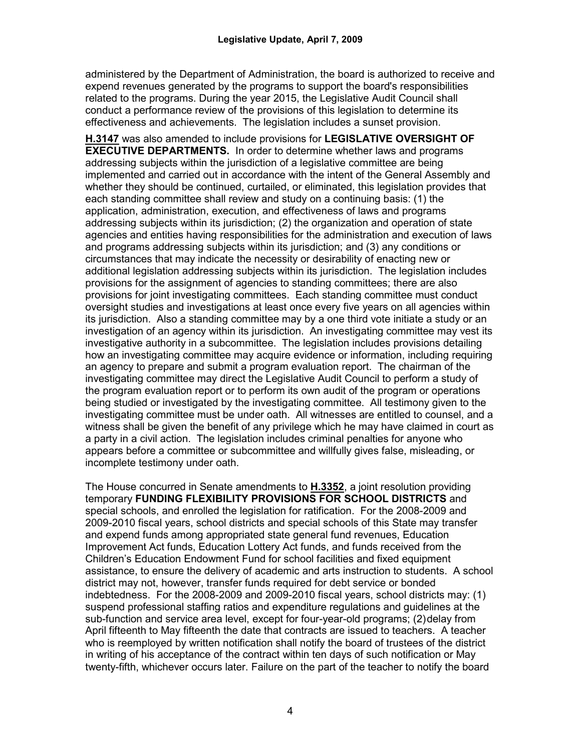administered by the Department of Administration, the board is authorized to receive and expend revenues generated by the programs to support the board's responsibilities related to the programs. During the year 2015, the Legislative Audit Council shall conduct a performance review of the provisions of this legislation to determine its effectiveness and achievements. The legislation includes a sunset provision.

**H.3147** was also amended to include provisions for **LEGISLATIVE OVERSIGHT OF EXECUTIVE DEPARTMENTS.** In order to determine whether laws and programs addressing subjects within the jurisdiction of a legislative committee are being implemented and carried out in accordance with the intent of the General Assembly and whether they should be continued, curtailed, or eliminated, this legislation provides that each standing committee shall review and study on a continuing basis: (1) the application, administration, execution, and effectiveness of laws and programs addressing subjects within its jurisdiction; (2) the organization and operation of state agencies and entities having responsibilities for the administration and execution of laws and programs addressing subjects within its jurisdiction; and (3) any conditions or circumstances that may indicate the necessity or desirability of enacting new or additional legislation addressing subjects within its jurisdiction. The legislation includes provisions for the assignment of agencies to standing committees; there are also provisions for joint investigating committees. Each standing committee must conduct oversight studies and investigations at least once every five years on all agencies within its jurisdiction. Also a standing committee may by a one third vote initiate a study or an investigation of an agency within its jurisdiction. An investigating committee may vest its investigative authority in a subcommittee. The legislation includes provisions detailing how an investigating committee may acquire evidence or information, including requiring an agency to prepare and submit a program evaluation report. The chairman of the investigating committee may direct the Legislative Audit Council to perform a study of the program evaluation report or to perform its own audit of the program or operations being studied or investigated by the investigating committee. All testimony given to the investigating committee must be under oath. All witnesses are entitled to counsel, and a witness shall be given the benefit of any privilege which he may have claimed in court as a party in a civil action. The legislation includes criminal penalties for anyone who appears before a committee or subcommittee and willfully gives false, misleading, or incomplete testimony under oath.

The House concurred in Senate amendments to **H.3352**, a joint resolution providing temporary **FUNDING FLEXIBILITY PROVISIONS FOR SCHOOL DISTRICTS** and special schools, and enrolled the legislation for ratification. For the 2008-2009 and 2009-2010 fiscal years, school districts and special schools of this State may transfer and expend funds among appropriated state general fund revenues, Education Improvement Act funds, Education Lottery Act funds, and funds received from the Children's Education Endowment Fund for school facilities and fixed equipment assistance, to ensure the delivery of academic and arts instruction to students. A school district may not, however, transfer funds required for debt service or bonded indebtedness. For the 2008-2009 and 2009-2010 fiscal years, school districts may: (1) suspend professional staffing ratios and expenditure regulations and guidelines at the sub-function and service area level, except for four-year-old programs; (2) delay from April fifteenth to May fifteenth the date that contracts are issued to teachers. A teacher who is reemployed by written notification shall notify the board of trustees of the district in writing of his acceptance of the contract within ten days of such notification or May twenty-fifth, whichever occurs later. Failure on the part of the teacher to notify the board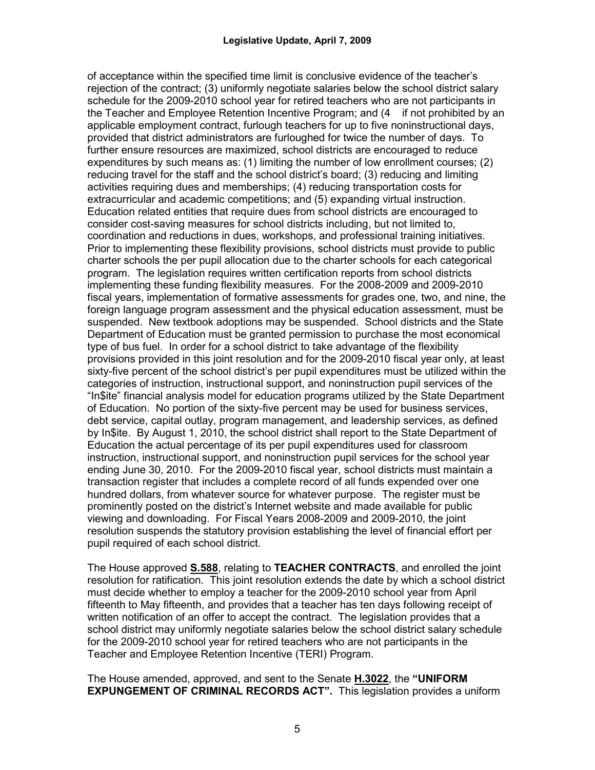of acceptance within the specified time limit is conclusive evidence of the teacher's rejection of the contract; (3) uniformly negotiate salaries below the school district salary schedule for the 2009-2010 school year for retired teachers who are not participants in the Teacher and Employee Retention Incentive Program; and (4 if not prohibited by an applicable employment contract, furlough teachers for up to five noninstructional days, provided that district administrators are furloughed for twice the number of days. To further ensure resources are maximized, school districts are encouraged to reduce expenditures by such means as: (1) limiting the number of low enrollment courses; (2) reducing travel for the staff and the school district's board; (3) reducing and limiting activities requiring dues and memberships; (4) reducing transportation costs for extracurricular and academic competitions; and (5) expanding virtual instruction. Education related entities that require dues from school districts are encouraged to consider cost-saving measures for school districts including, but not limited to, coordination and reductions in dues, workshops, and professional training initiatives. Prior to implementing these flexibility provisions, school districts must provide to public charter schools the per pupil allocation due to the charter schools for each categorical program. The legislation requires written certification reports from school districts implementing these funding flexibility measures. For the 2008-2009 and 2009-2010 fiscal years, implementation of formative assessments for grades one, two, and nine, the foreign language program assessment and the physical education assessment, must be suspended. New textbook adoptions may be suspended. School districts and the State Department of Education must be granted permission to purchase the most economical type of bus fuel. In order for a school district to take advantage of the flexibility provisions provided in this joint resolution and for the 2009-2010 fiscal year only, at least sixty-five percent of the school district's per pupil expenditures must be utilized within the categories of instruction, instructional support, and noninstruction pupil services of the "In$ite" financial analysis model for education programs utilized by the State Department of Education. No portion of the sixty-five percent may be used for business services, debt service, capital outlay, program management, and leadership services, as defined by In$ite. By August 1, 2010, the school district shall report to the State Department of Education the actual percentage of its per pupil expenditures used for classroom instruction, instructional support, and noninstruction pupil services for the school year ending June 30, 2010. For the 2009-2010 fiscal year, school districts must maintain a transaction register that includes a complete record of all funds expended over one hundred dollars, from whatever source for whatever purpose. The register must be prominently posted on the district's Internet website and made available for public viewing and downloading. For Fiscal Years 2008-2009 and 2009-2010, the joint resolution suspends the statutory provision establishing the level of financial effort per pupil required of each school district.

The House approved **S.588**, relating to **TEACHER CONTRACTS**, and enrolled the joint resolution for ratification. This joint resolution extends the date by which a school district must decide whether to employ a teacher for the 2009-2010 school year from April fifteenth to May fifteenth, and provides that a teacher has ten days following receipt of written notification of an offer to accept the contract. The legislation provides that a school district may uniformly negotiate salaries below the school district salary schedule for the 2009-2010 school year for retired teachers who are not participants in the Teacher and Employee Retention Incentive (TERI) Program.

The House amended, approved, and sent to the Senate **H.3022**, the **"UNIFORM EXPUNGEMENT OF CRIMINAL RECORDS ACT".** This legislation provides a uniform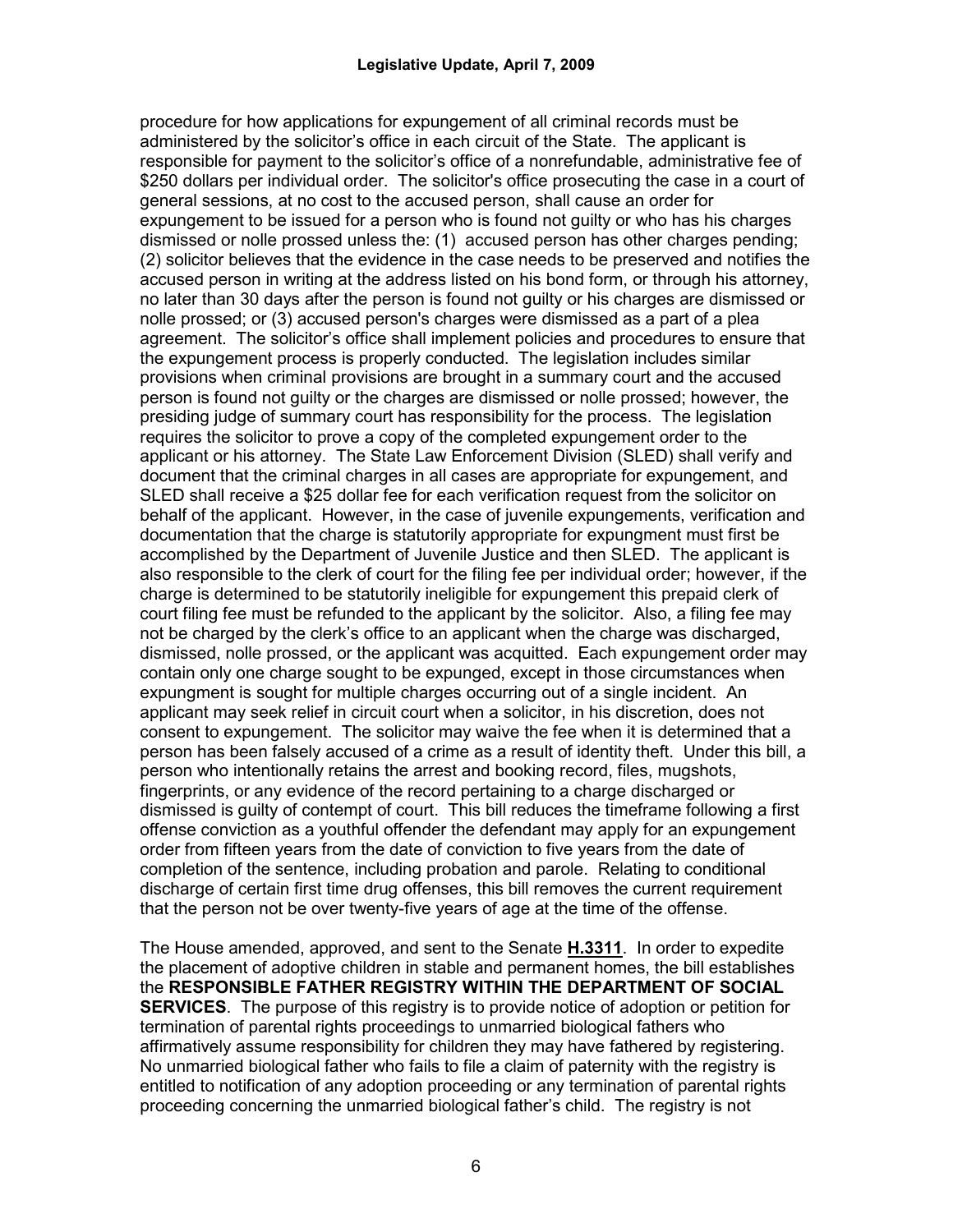procedure for how applications for expungement of all criminal records must be administered by the solicitor's office in each circuit of the State. The applicant is responsible for payment to the solicitor's office of a nonrefundable, administrative fee of $250 dollars per individual order. The solicitor's office prosecuting the case in a court of general sessions, at no cost to the accused person, shall cause an order for expungement to be issued for a person who is found not guilty or who has his charges dismissed or nolle prossed unless the: (1) accused person has other charges pending; (2) solicitor believes that the evidence in the case needs to be preserved and notifies the accused person in writing at the address listed on his bond form, or through his attorney, no later than 30 days after the person is found not guilty or his charges are dismissed or nolle prossed; or (3) accused person's charges were dismissed as a part of a plea agreement. The solicitor's office shall implement policies and procedures to ensure that the expungement process is properly conducted. The legislation includes similar provisions when criminal provisions are brought in a summary court and the accused person is found not guilty or the charges are dismissed or nolle prossed; however, the presiding judge of summary court has responsibility for the process. The legislation requires the solicitor to prove a copy of the completed expungement order to the applicant or his attorney. The State Law Enforcement Division (SLED) shall verify and document that the criminal charges in all cases are appropriate for expungement, and SLED shall receive a $25 dollar fee for each verification request from the solicitor on behalf of the applicant. However, in the case of juvenile expungements, verification and documentation that the charge is statutorily appropriate for expungment must first be accomplished by the Department of Juvenile Justice and then SLED. The applicant is also responsible to the clerk of court for the filing fee per individual order; however, if the charge is determined to be statutorily ineligible for expungement this prepaid clerk of court filing fee must be refunded to the applicant by the solicitor. Also, a filing fee may not be charged by the clerk's office to an applicant when the charge was discharged, dismissed, nolle prossed, or the applicant was acquitted. Each expungement order may contain only one charge sought to be expunged, except in those circumstances when expungment is sought for multiple charges occurring out of a single incident. An applicant may seek relief in circuit court when a solicitor, in his discretion, does not consent to expungement. The solicitor may waive the fee when it is determined that a person has been falsely accused of a crime as a result of identity theft. Under this bill, a person who intentionally retains the arrest and booking record, files, mugshots, fingerprints, or any evidence of the record pertaining to a charge discharged or dismissed is guilty of contempt of court. This bill reduces the timeframe following a first offense conviction as a youthful offender the defendant may apply for an expungement order from fifteen years from the date of conviction to five years from the date of completion of the sentence, including probation and parole. Relating to conditional discharge of certain first time drug offenses, this bill removes the current requirement that the person not be over twenty-five years of age at the time of the offense.

The House amended, approved, and sent to the Senate **H.3311**. In order to expedite the placement of adoptive children in stable and permanent homes, the bill establishes the **RESPONSIBLE FATHER REGISTRY WITHIN THE DEPARTMENT OF SOCIAL SERVICES**. The purpose of this registry is to provide notice of adoption or petition for termination of parental rights proceedings to unmarried biological fathers who affirmatively assume responsibility for children they may have fathered by registering. No unmarried biological father who fails to file a claim of paternity with the registry is entitled to notification of any adoption proceeding or any termination of parental rights proceeding concerning the unmarried biological father's child. The registry is not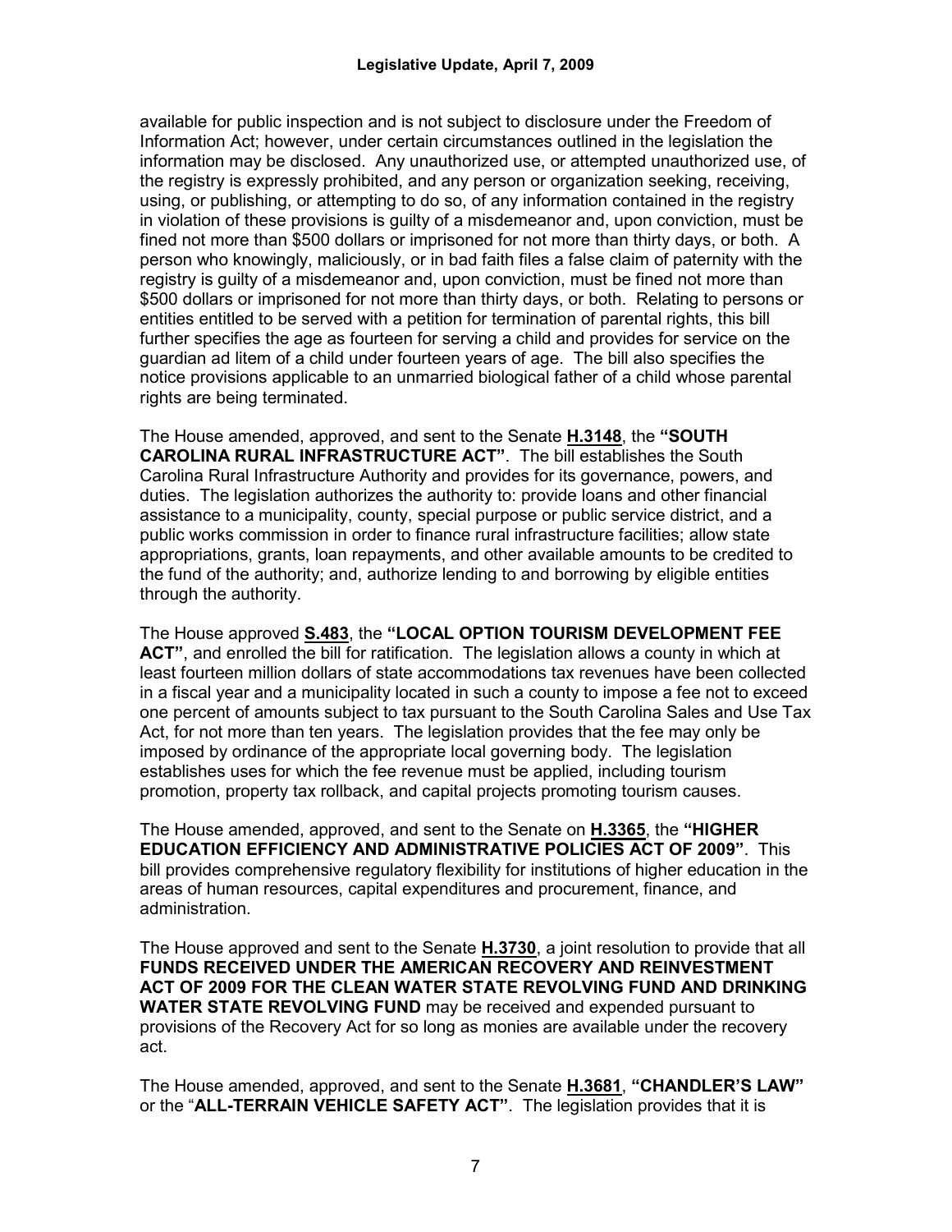available for public inspection and is not subject to disclosure under the Freedom of Information Act; however, under certain circumstances outlined in the legislation the information may be disclosed. Any unauthorized use, or attempted unauthorized use, of the registry is expressly prohibited, and any person or organization seeking, receiving, using, or publishing, or attempting to do so, of any information contained in the registry in violation of these provisions is guilty of a misdemeanor and, upon conviction, must be fined not more than $500 dollars or imprisoned for not more than thirty days, or both. A person who knowingly, maliciously, or in bad faith files a false claim of paternity with the registry is guilty of a misdemeanor and, upon conviction, must be fined not more than $500 dollars or imprisoned for not more than thirty days, or both. Relating to persons or entities entitled to be served with a petition for termination of parental rights, this bill further specifies the age as fourteen for serving a child and provides for service on the guardian ad litem of a child under fourteen years of age. The bill also specifies the notice provisions applicable to an unmarried biological father of a child whose parental rights are being terminated.

The House amended, approved, and sent to the Senate **H.3148**, the **"SOUTH CAROLINA RURAL INFRASTRUCTURE ACT"**. The bill establishes the South Carolina Rural Infrastructure Authority and provides for its governance, powers, and duties. The legislation authorizes the authority to: provide loans and other financial assistance to a municipality, county, special purpose or public service district, and a public works commission in order to finance rural infrastructure facilities; allow state appropriations, grants, loan repayments, and other available amounts to be credited to the fund of the authority; and, authorize lending to and borrowing by eligible entities through the authority.

The House approved **S.483**, the **"LOCAL OPTION TOURISM DEVELOPMENT FEE ACT"**, and enrolled the bill for ratification. The legislation allows a county in which at least fourteen million dollars of state accommodations tax revenues have been collected in a fiscal year and a municipality located in such a county to impose a fee not to exceed one percent of amounts subject to tax pursuant to the South Carolina Sales and Use Tax Act, for not more than ten years. The legislation provides that the fee may only be imposed by ordinance of the appropriate local governing body. The legislation establishes uses for which the fee revenue must be applied, including tourism promotion, property tax rollback, and capital projects promoting tourism causes.

The House amended, approved, and sent to the Senate on **H.3365**, the **"HIGHER EDUCATION EFFICIENCY AND ADMINISTRATIVE POLICIES ACT OF 2009"**. This bill provides comprehensive regulatory flexibility for institutions of higher education in the areas of human resources, capital expenditures and procurement, finance, and administration.

The House approved and sent to the Senate **H.3730**, a joint resolution to provide that all **FUNDS RECEIVED UNDER THE AMERICAN RECOVERY AND REINVESTMENT ACT OF 2009 FOR THE CLEAN WATER STATE REVOLVING FUND AND DRINKING WATER STATE REVOLVING FUND** may be received and expended pursuant to provisions of the Recovery Act for so long as monies are available under the recovery act.

The House amended, approved, and sent to the Senate **H.3681**, **"CHANDLER'S LAW"** or the "**ALL-TERRAIN VEHICLE SAFETY ACT"**. The legislation provides that it is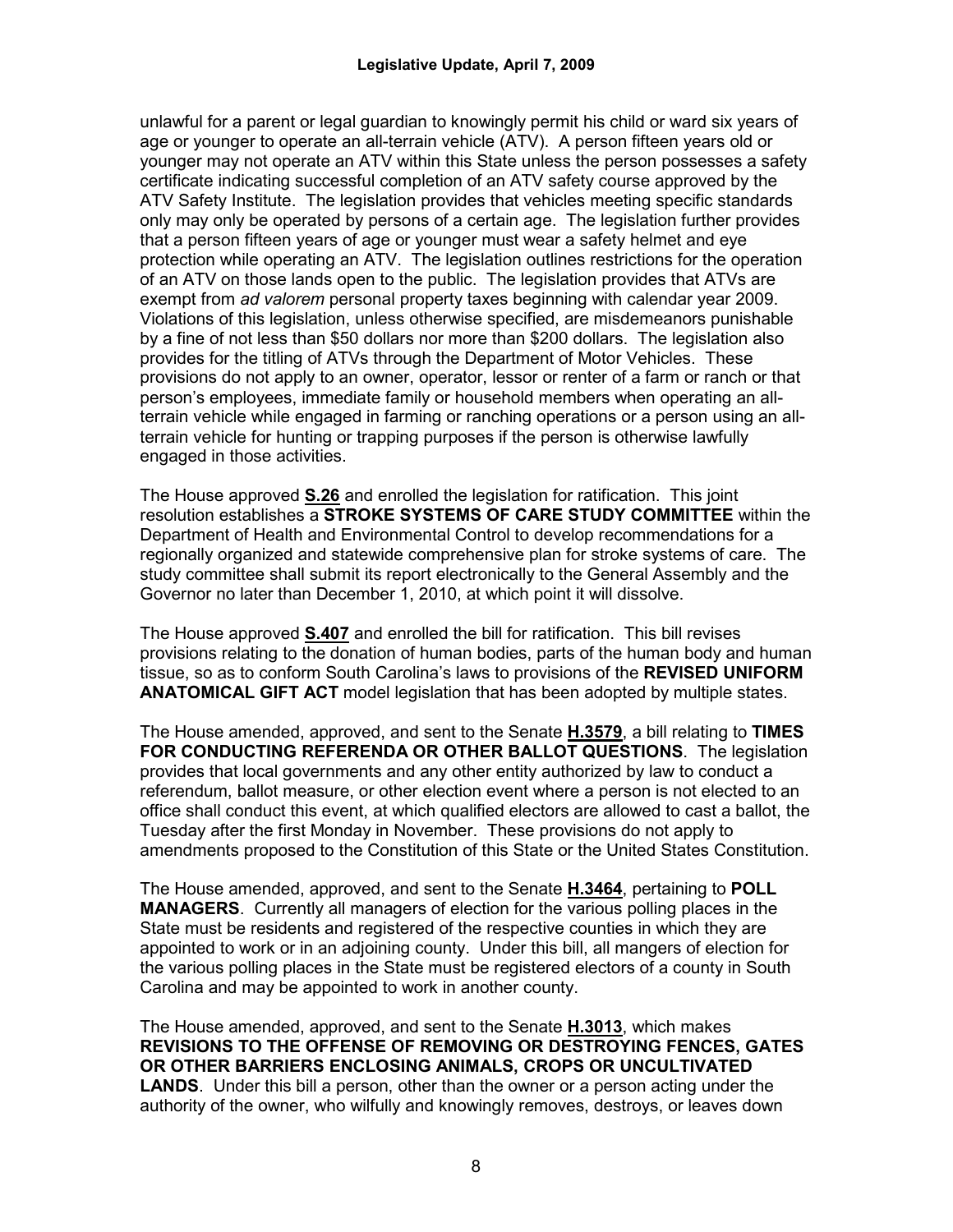unlawful for a parent or legal guardian to knowingly permit his child or ward six years of age or younger to operate an all-terrain vehicle (ATV). A person fifteen years old or younger may not operate an ATV within this State unless the person possesses a safety certificate indicating successful completion of an ATV safety course approved by the ATV Safety Institute. The legislation provides that vehicles meeting specific standards only may only be operated by persons of a certain age. The legislation further provides that a person fifteen years of age or younger must wear a safety helmet and eye protection while operating an ATV. The legislation outlines restrictions for the operation of an ATV on those lands open to the public. The legislation provides that ATVs are exempt from *ad valorem* personal property taxes beginning with calendar year 2009. Violations of this legislation, unless otherwise specified, are misdemeanors punishable by a fine of not less than $50 dollars nor more than $200 dollars. The legislation also provides for the titling of ATVs through the Department of Motor Vehicles. These provisions do not apply to an owner, operator, lessor or renter of a farm or ranch or that person's employees, immediate family or household members when operating an all-terrain vehicle while engaged in farming or ranching operations or a person using an all-terrain vehicle for hunting or trapping purposes if the person is otherwise lawfully engaged in those activities.

The House approved **S.26** and enrolled the legislation for ratification. This joint resolution establishes a **STROKE SYSTEMS OF CARE STUDY COMMITTEE** within the Department of Health and Environmental Control to develop recommendations for a regionally organized and statewide comprehensive plan for stroke systems of care. The study committee shall submit its report electronically to the General Assembly and the Governor no later than December 1, 2010, at which point it will dissolve.

The House approved **S.407** and enrolled the bill for ratification. This bill revises provisions relating to the donation of human bodies, parts of the human body and human tissue, so as to conform South Carolina's laws to provisions of the **REVISED UNIFORM ANATOMICAL GIFT ACT** model legislation that has been adopted by multiple states.

The House amended, approved, and sent to the Senate **H.3579**, a bill relating to **TIMES FOR CONDUCTING REFERENDA OR OTHER BALLOT QUESTIONS**. The legislation provides that local governments and any other entity authorized by law to conduct a referendum, ballot measure, or other election event where a person is not elected to an office shall conduct this event, at which qualified electors are allowed to cast a ballot, the Tuesday after the first Monday in November. These provisions do not apply to amendments proposed to the Constitution of this State or the United States Constitution.

The House amended, approved, and sent to the Senate **H.3464**, pertaining to **POLL MANAGERS**. Currently all managers of election for the various polling places in the State must be residents and registered of the respective counties in which they are appointed to work or in an adjoining county. Under this bill, all mangers of election for the various polling places in the State must be registered electors of a county in South Carolina and may be appointed to work in another county.

The House amended, approved, and sent to the Senate **H.3013**, which makes **REVISIONS TO THE OFFENSE OF REMOVING OR DESTROYING FENCES, GATES OR OTHER BARRIERS ENCLOSING ANIMALS, CROPS OR UNCULTIVATED LANDS**. Under this bill a person, other than the owner or a person acting under the authority of the owner, who wilfully and knowingly removes, destroys, or leaves down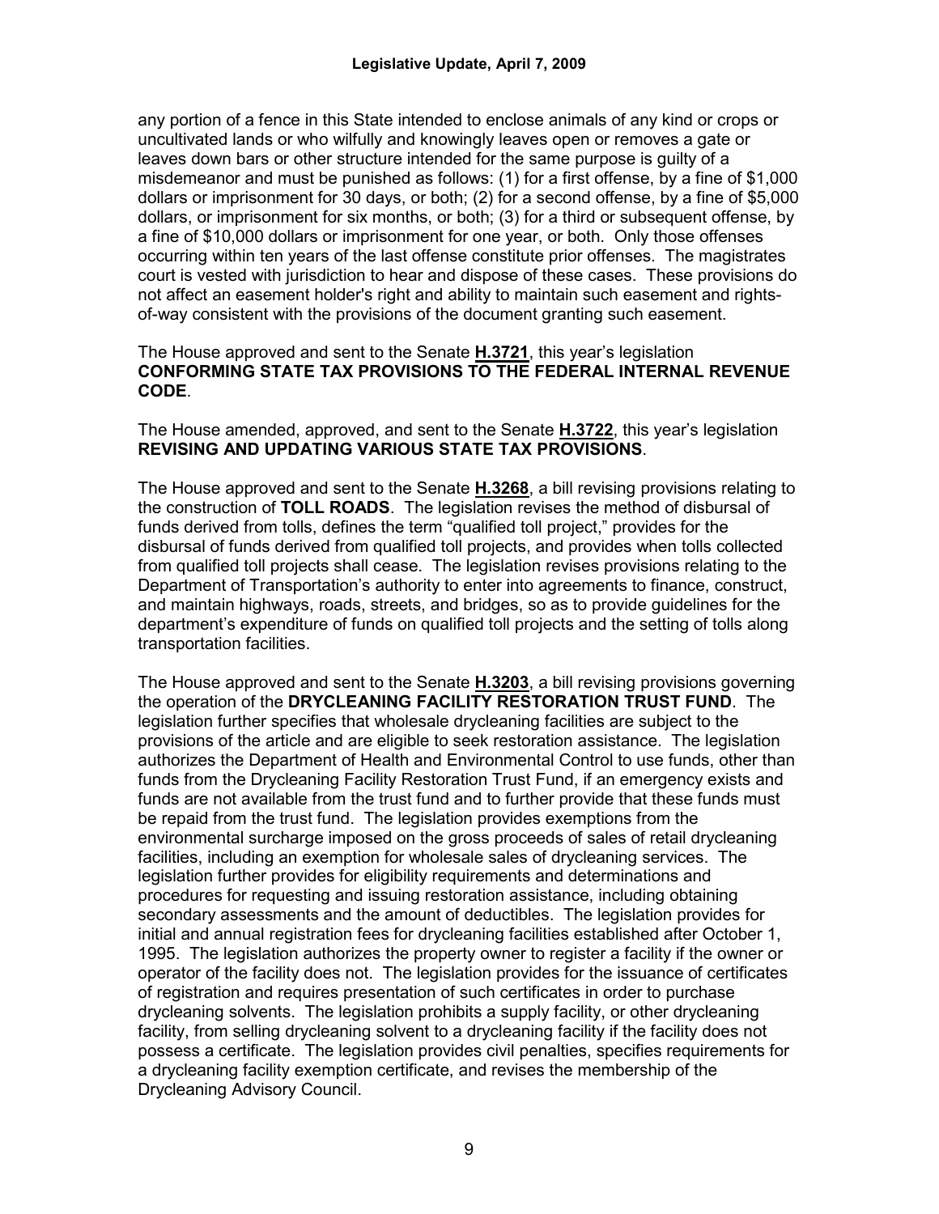any portion of a fence in this State intended to enclose animals of any kind or crops or uncultivated lands or who wilfully and knowingly leaves open or removes a gate or leaves down bars or other structure intended for the same purpose is guilty of a misdemeanor and must be punished as follows: (1) for a first offense, by a fine of $1,000 dollars or imprisonment for 30 days, or both; (2) for a second offense, by a fine of $5,000 dollars, or imprisonment for six months, or both; (3) for a third or subsequent offense, by a fine of $10,000 dollars or imprisonment for one year, or both. Only those offenses occurring within ten years of the last offense constitute prior offenses. The magistrates court is vested with jurisdiction to hear and dispose of these cases. These provisions do not affect an easement holder's right and ability to maintain such easement and rights-of-way consistent with the provisions of the document granting such easement.

The House approved and sent to the Senate **H.3721**, this year's legislation **CONFORMING STATE TAX PROVISIONS TO THE FEDERAL INTERNAL REVENUE CODE**.

The House amended, approved, and sent to the Senate **H.3722**, this year's legislation **REVISING AND UPDATING VARIOUS STATE TAX PROVISIONS**.

The House approved and sent to the Senate **H.3268**, a bill revising provisions relating to the construction of **TOLL ROADS**. The legislation revises the method of disbursal of funds derived from tolls, defines the term "qualified toll project," provides for the disbursal of funds derived from qualified toll projects, and provides when tolls collected from qualified toll projects shall cease. The legislation revises provisions relating to the Department of Transportation's authority to enter into agreements to finance, construct, and maintain highways, roads, streets, and bridges, so as to provide guidelines for the department's expenditure of funds on qualified toll projects and the setting of tolls along transportation facilities.

The House approved and sent to the Senate **H.3203**, a bill revising provisions governing the operation of the **DRYCLEANING FACILITY RESTORATION TRUST FUND**. The legislation further specifies that wholesale drycleaning facilities are subject to the provisions of the article and are eligible to seek restoration assistance. The legislation authorizes the Department of Health and Environmental Control to use funds, other than funds from the Drycleaning Facility Restoration Trust Fund, if an emergency exists and funds are not available from the trust fund and to further provide that these funds must be repaid from the trust fund. The legislation provides exemptions from the environmental surcharge imposed on the gross proceeds of sales of retail drycleaning facilities, including an exemption for wholesale sales of drycleaning services. The legislation further provides for eligibility requirements and determinations and procedures for requesting and issuing restoration assistance, including obtaining secondary assessments and the amount of deductibles. The legislation provides for initial and annual registration fees for drycleaning facilities established after October 1, 1995. The legislation authorizes the property owner to register a facility if the owner or operator of the facility does not. The legislation provides for the issuance of certificates of registration and requires presentation of such certificates in order to purchase drycleaning solvents. The legislation prohibits a supply facility, or other drycleaning facility, from selling drycleaning solvent to a drycleaning facility if the facility does not possess a certificate. The legislation provides civil penalties, specifies requirements for a drycleaning facility exemption certificate, and revises the membership of the Drycleaning Advisory Council.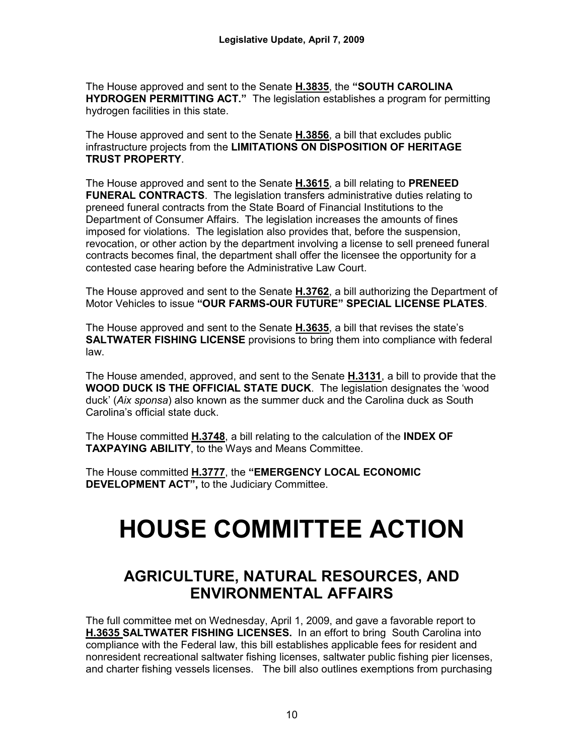The House approved and sent to the Senate **H.3835**, the **"SOUTH CAROLINA HYDROGEN PERMITTING ACT."** The legislation establishes a program for permitting hydrogen facilities in this state.

The House approved and sent to the Senate **H.3856**, a bill that excludes public infrastructure projects from the **LIMITATIONS ON DISPOSITION OF HERITAGE TRUST PROPERTY**.

The House approved and sent to the Senate **H.3615**, a bill relating to **PRENEED FUNERAL CONTRACTS**. The legislation transfers administrative duties relating to preneed funeral contracts from the State Board of Financial Institutions to the Department of Consumer Affairs. The legislation increases the amounts of fines imposed for violations. The legislation also provides that, before the suspension, revocation, or other action by the department involving a license to sell preneed funeral contracts becomes final, the department shall offer the licensee the opportunity for a contested case hearing before the Administrative Law Court.

The House approved and sent to the Senate **H.3762**, a bill authorizing the Department of Motor Vehicles to issue **"OUR FARMS-OUR FUTURE" SPECIAL LICENSE PLATES**.

The House approved and sent to the Senate **H.3635**, a bill that revises the state's **SALTWATER FISHING LICENSE** provisions to bring them into compliance with federal law.

The House amended, approved, and sent to the Senate **H.3131**, a bill to provide that the **WOOD DUCK IS THE OFFICIAL STATE DUCK**. The legislation designates the 'wood duck' (*Aix sponsa*) also known as the summer duck and the Carolina duck as South Carolina's official state duck.

The House committed **H.3748**, a bill relating to the calculation of the **INDEX OF TAXPAYING ABILITY**, to the Ways and Means Committee.

The House committed **H.3777**, the **"EMERGENCY LOCAL ECONOMIC DEVELOPMENT ACT",** to the Judiciary Committee.

# HOUSE COMMITTEE ACTION

## AGRICULTURE, NATURAL RESOURCES, AND ENVIRONMENTAL AFFAIRS

The full committee met on Wednesday, April 1, 2009, and gave a favorable report to **H.3635 SALTWATER FISHING LICENSES.** In an effort to bring South Carolina into compliance with the Federal law, this bill establishes applicable fees for resident and nonresident recreational saltwater fishing licenses, saltwater public fishing pier licenses, and charter fishing vessels licenses. The bill also outlines exemptions from purchasing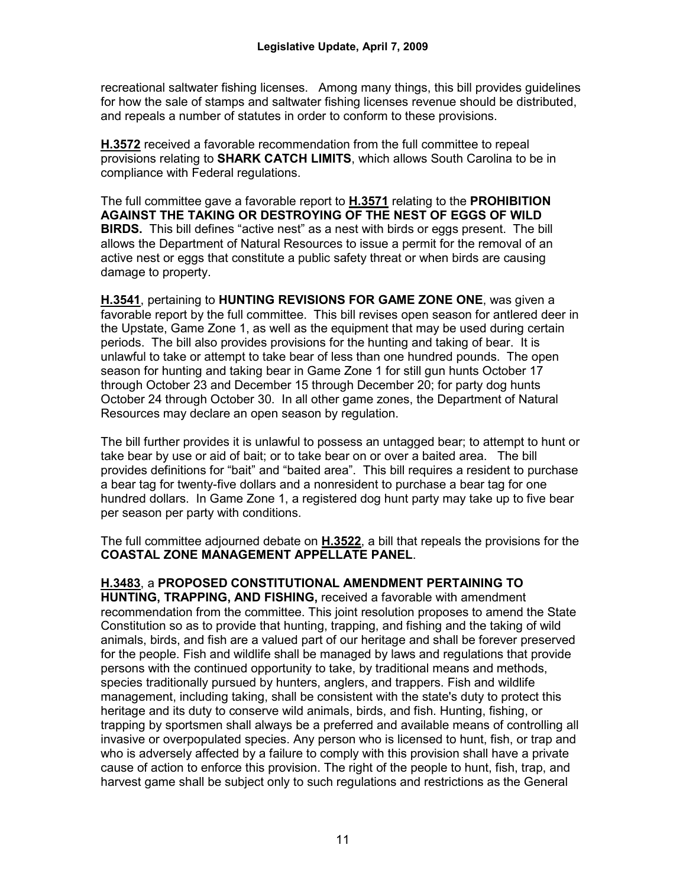recreational saltwater fishing licenses. Among many things, this bill provides guidelines for how the sale of stamps and saltwater fishing licenses revenue should be distributed, and repeals a number of statutes in order to conform to these provisions.

**H.3572** received a favorable recommendation from the full committee to repeal provisions relating to **SHARK CATCH LIMITS**, which allows South Carolina to be in compliance with Federal regulations.

The full committee gave a favorable report to **H.3571** relating to the **PROHIBITION AGAINST THE TAKING OR DESTROYING OF THE NEST OF EGGS OF WILD BIRDS.** This bill defines "active nest" as a nest with birds or eggs present. The bill allows the Department of Natural Resources to issue a permit for the removal of an active nest or eggs that constitute a public safety threat or when birds are causing damage to property.

**H.3541**, pertaining to **HUNTING REVISIONS FOR GAME ZONE ONE**, was given a favorable report by the full committee. This bill revises open season for antlered deer in the Upstate, Game Zone 1, as well as the equipment that may be used during certain periods. The bill also provides provisions for the hunting and taking of bear. It is unlawful to take or attempt to take bear of less than one hundred pounds. The open season for hunting and taking bear in Game Zone 1 for still gun hunts October 17 through October 23 and December 15 through December 20; for party dog hunts October 24 through October 30. In all other game zones, the Department of Natural Resources may declare an open season by regulation.

The bill further provides it is unlawful to possess an untagged bear; to attempt to hunt or take bear by use or aid of bait; or to take bear on or over a baited area. The bill provides definitions for "bait" and "baited area". This bill requires a resident to purchase a bear tag for twenty-five dollars and a nonresident to purchase a bear tag for one hundred dollars. In Game Zone 1, a registered dog hunt party may take up to five bear per season per party with conditions.

The full committee adjourned debate on **H.3522**, a bill that repeals the provisions for the **COASTAL ZONE MANAGEMENT APPELLATE PANEL**.

**H.3483**, a **PROPOSED CONSTITUTIONAL AMENDMENT PERTAINING TO HUNTING, TRAPPING, AND FISHING,** received a favorable with amendment recommendation from the committee. This joint resolution proposes to amend the State Constitution so as to provide that hunting, trapping, and fishing and the taking of wild animals, birds, and fish are a valued part of our heritage and shall be forever preserved for the people. Fish and wildlife shall be managed by laws and regulations that provide persons with the continued opportunity to take, by traditional means and methods, species traditionally pursued by hunters, anglers, and trappers. Fish and wildlife management, including taking, shall be consistent with the state's duty to protect this heritage and its duty to conserve wild animals, birds, and fish. Hunting, fishing, or trapping by sportsmen shall always be a preferred and available means of controlling all invasive or overpopulated species. Any person who is licensed to hunt, fish, or trap and who is adversely affected by a failure to comply with this provision shall have a private cause of action to enforce this provision. The right of the people to hunt, fish, trap, and harvest game shall be subject only to such regulations and restrictions as the General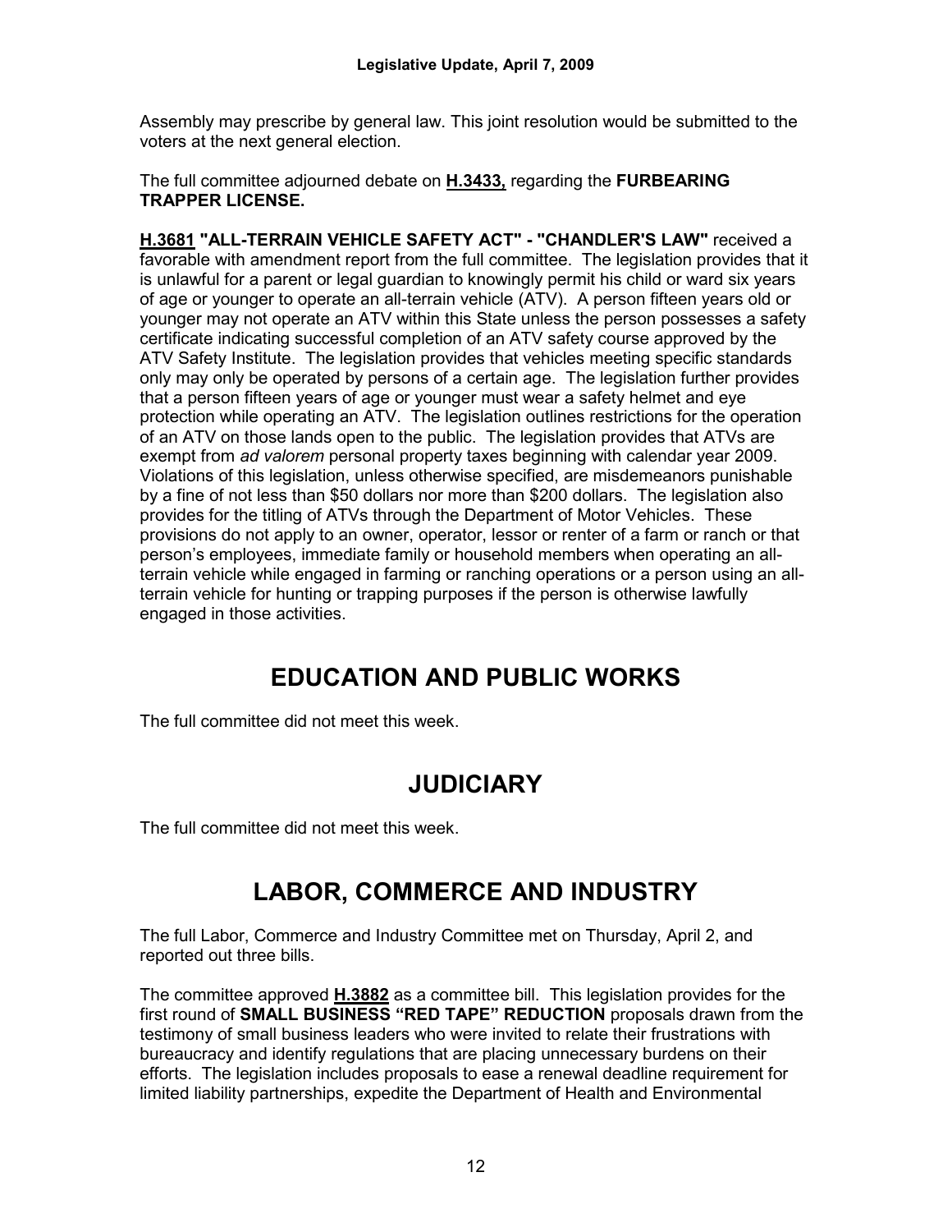Assembly may prescribe by general law. This joint resolution would be submitted to the voters at the next general election.

The full committee adjourned debate on **H.3433,** regarding the **FURBEARING TRAPPER LICENSE.**

**H.3681 "ALL-TERRAIN VEHICLE SAFETY ACT" - "CHANDLER'S LAW"** received a favorable with amendment report from the full committee. The legislation provides that it is unlawful for a parent or legal guardian to knowingly permit his child or ward six years of age or younger to operate an all-terrain vehicle (ATV). A person fifteen years old or younger may not operate an ATV within this State unless the person possesses a safety certificate indicating successful completion of an ATV safety course approved by the ATV Safety Institute. The legislation provides that vehicles meeting specific standards only may only be operated by persons of a certain age. The legislation further provides that a person fifteen years of age or younger must wear a safety helmet and eye protection while operating an ATV. The legislation outlines restrictions for the operation of an ATV on those lands open to the public. The legislation provides that ATVs are exempt from *ad valorem* personal property taxes beginning with calendar year 2009. Violations of this legislation, unless otherwise specified, are misdemeanors punishable by a fine of not less than $50 dollars nor more than $200 dollars. The legislation also provides for the titling of ATVs through the Department of Motor Vehicles. These provisions do not apply to an owner, operator, lessor or renter of a farm or ranch or that person's employees, immediate family or household members when operating an all-terrain vehicle while engaged in farming or ranching operations or a person using an all-terrain vehicle for hunting or trapping purposes if the person is otherwise lawfully engaged in those activities.

# EDUCATION AND PUBLIC WORKS

The full committee did not meet this week.

# JUDICIARY

The full committee did not meet this week.

# LABOR, COMMERCE AND INDUSTRY

The full Labor, Commerce and Industry Committee met on Thursday, April 2, and reported out three bills.

The committee approved **H.3882** as a committee bill. This legislation provides for the first round of **SMALL BUSINESS "RED TAPE" REDUCTION** proposals drawn from the testimony of small business leaders who were invited to relate their frustrations with bureaucracy and identify regulations that are placing unnecessary burdens on their efforts. The legislation includes proposals to ease a renewal deadline requirement for limited liability partnerships, expedite the Department of Health and Environmental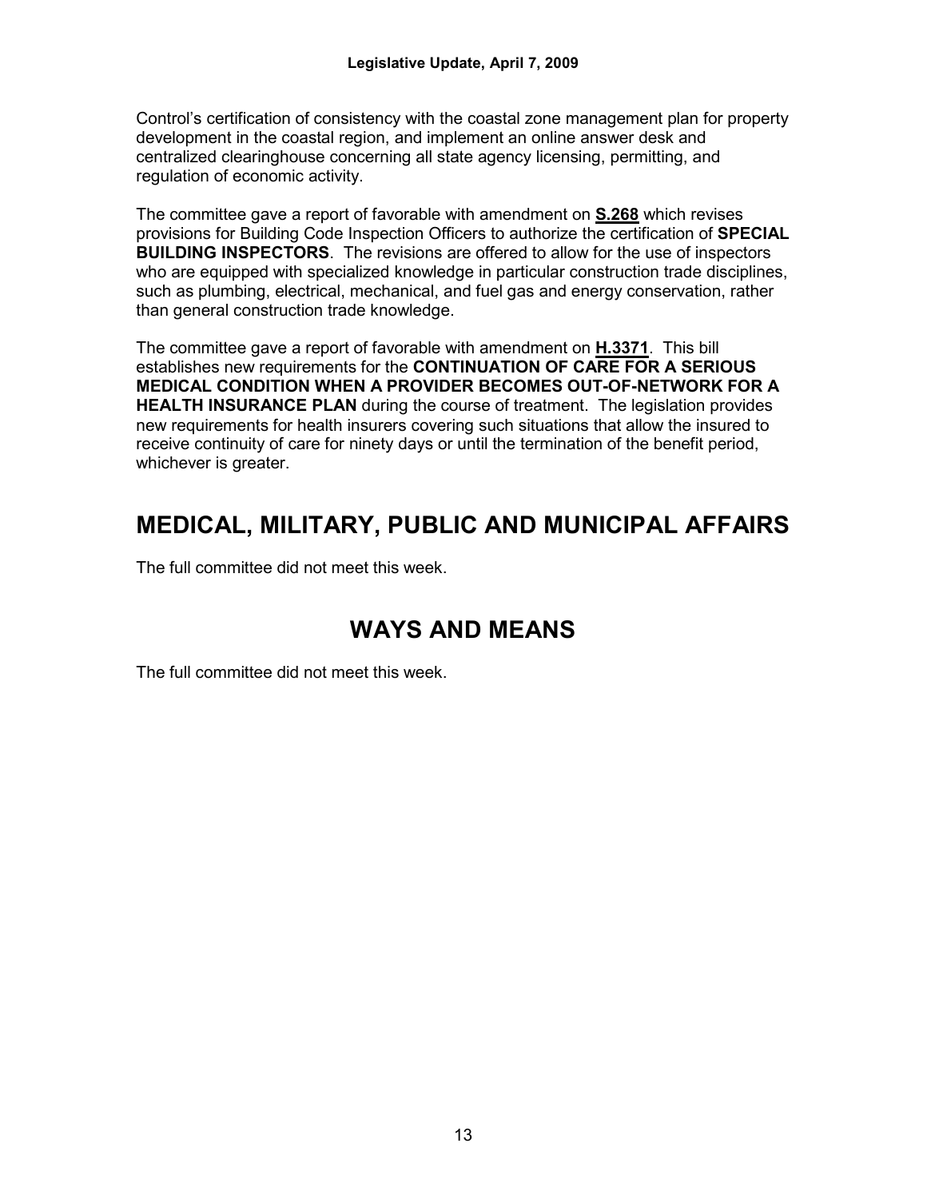Control's certification of consistency with the coastal zone management plan for property development in the coastal region, and implement an online answer desk and centralized clearinghouse concerning all state agency licensing, permitting, and regulation of economic activity.

The committee gave a report of favorable with amendment on **S.268** which revises provisions for Building Code Inspection Officers to authorize the certification of **SPECIAL BUILDING INSPECTORS**. The revisions are offered to allow for the use of inspectors who are equipped with specialized knowledge in particular construction trade disciplines, such as plumbing, electrical, mechanical, and fuel gas and energy conservation, rather than general construction trade knowledge.

The committee gave a report of favorable with amendment on **H.3371**. This bill establishes new requirements for the **CONTINUATION OF CARE FOR A SERIOUS MEDICAL CONDITION WHEN A PROVIDER BECOMES OUT-OF-NETWORK FOR A HEALTH INSURANCE PLAN** during the course of treatment. The legislation provides new requirements for health insurers covering such situations that allow the insured to receive continuity of care for ninety days or until the termination of the benefit period, whichever is greater.

## MEDICAL, MILITARY, PUBLIC AND MUNICIPAL AFFAIRS

The full committee did not meet this week.

## WAYS AND MEANS

The full committee did not meet this week.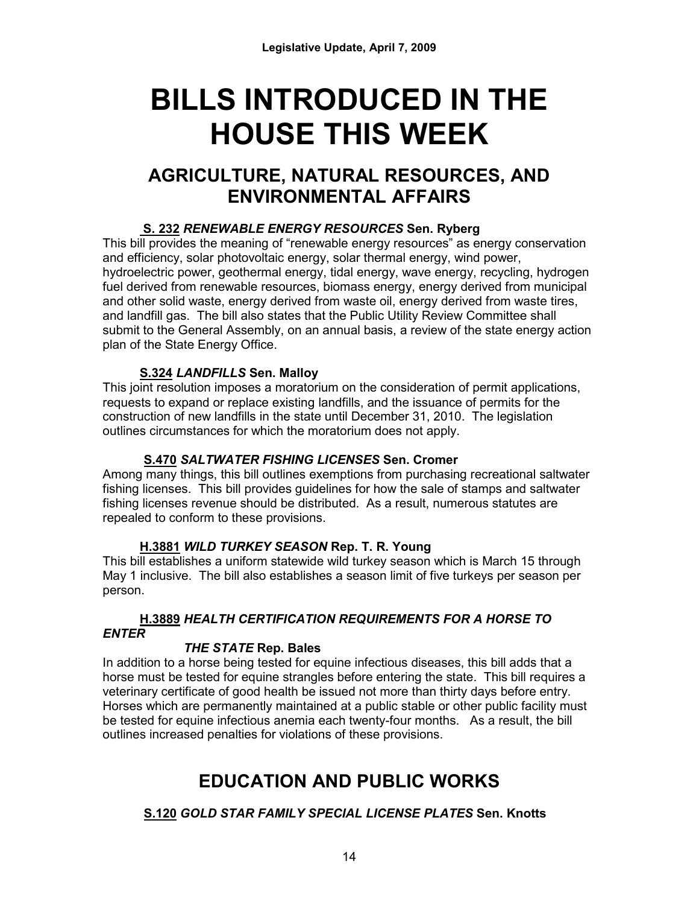# BILLS INTRODUCED IN THE HOUSE THIS WEEK

## AGRICULTURE, NATURAL RESOURCES, AND ENVIRONMENTAL AFFAIRS

**S. 232** ***RENEWABLE ENERGY RESOURCES*** **Sen. Ryberg**

This bill provides the meaning of "renewable energy resources" as energy conservation and efficiency, solar photovoltaic energy, solar thermal energy, wind power, hydroelectric power, geothermal energy, tidal energy, wave energy, recycling, hydrogen fuel derived from renewable resources, biomass energy, energy derived from municipal and other solid waste, energy derived from waste oil, energy derived from waste tires, and landfill gas. The bill also states that the Public Utility Review Committee shall submit to the General Assembly, on an annual basis, a review of the state energy action plan of the State Energy Office.

**S.324** ***LANDFILLS*** **Sen. Malloy**

This joint resolution imposes a moratorium on the consideration of permit applications, requests to expand or replace existing landfills, and the issuance of permits for the construction of new landfills in the state until December 31, 2010. The legislation outlines circumstances for which the moratorium does not apply.

**S.470** ***SALTWATER FISHING LICENSES*** **Sen. Cromer**

Among many things, this bill outlines exemptions from purchasing recreational saltwater fishing licenses. This bill provides guidelines for how the sale of stamps and saltwater fishing licenses revenue should be distributed. As a result, numerous statutes are repealed to conform to these provisions.

**H.3881** ***WILD TURKEY SEASON*** **Rep. T. R. Young**

This bill establishes a uniform statewide wild turkey season which is March 15 through May 1 inclusive. The bill also establishes a season limit of five turkeys per season per person.

**H.3889** ***HEALTH CERTIFICATION REQUIREMENTS FOR A HORSE TO ENTER THE STATE*** **Rep. Bales**

In addition to a horse being tested for equine infectious diseases, this bill adds that a horse must be tested for equine strangles before entering the state. This bill requires a veterinary certificate of good health be issued not more than thirty days before entry. Horses which are permanently maintained at a public stable or other public facility must be tested for equine infectious anemia each twenty-four months. As a result, the bill outlines increased penalties for violations of these provisions.

## EDUCATION AND PUBLIC WORKS

**S.120** ***GOLD STAR FAMILY SPECIAL LICENSE PLATES*** **Sen. Knotts**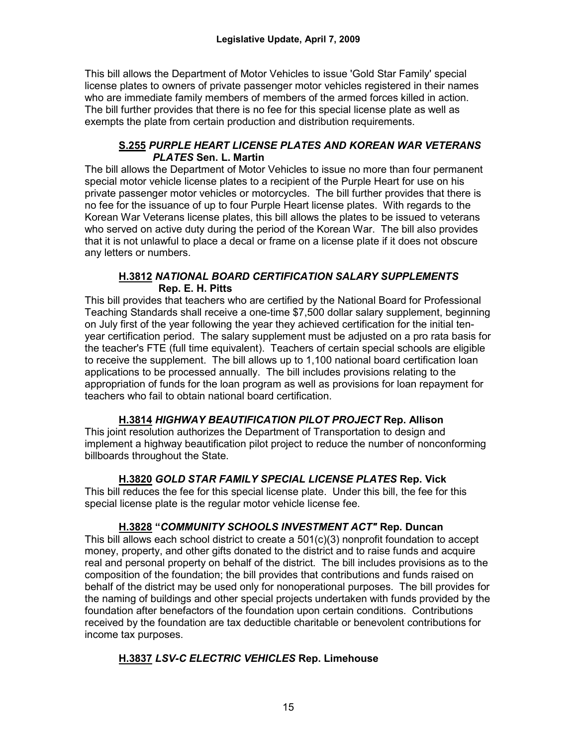This bill allows the Department of Motor Vehicles to issue 'Gold Star Family' special license plates to owners of private passenger motor vehicles registered in their names who are immediate family members of members of the armed forces killed in action. The bill further provides that there is no fee for this special license plate as well as exempts the plate from certain production and distribution requirements.

### **S.255** ***PURPLE HEART LICENSE PLATES AND KOREAN WAR VETERANS PLATES*** **Sen. L. Martin**

The bill allows the Department of Motor Vehicles to issue no more than four permanent special motor vehicle license plates to a recipient of the Purple Heart for use on his private passenger motor vehicles or motorcycles. The bill further provides that there is no fee for the issuance of up to four Purple Heart license plates. With regards to the Korean War Veterans license plates, this bill allows the plates to be issued to veterans who served on active duty during the period of the Korean War. The bill also provides that it is not unlawful to place a decal or frame on a license plate if it does not obscure any letters or numbers.

### **H.3812** ***NATIONAL BOARD CERTIFICATION SALARY SUPPLEMENTS*** **Rep. E. H. Pitts**

This bill provides that teachers who are certified by the National Board for Professional Teaching Standards shall receive a one-time $7,500 dollar salary supplement, beginning on July first of the year following the year they achieved certification for the initial ten-year certification period. The salary supplement must be adjusted on a pro rata basis for the teacher's FTE (full time equivalent). Teachers of certain special schools are eligible to receive the supplement. The bill allows up to 1,100 national board certification loan applications to be processed annually. The bill includes provisions relating to the appropriation of funds for the loan program as well as provisions for loan repayment for teachers who fail to obtain national board certification.

### **H.3814** ***HIGHWAY BEAUTIFICATION PILOT PROJECT*** **Rep. Allison**

This joint resolution authorizes the Department of Transportation to design and implement a highway beautification pilot project to reduce the number of nonconforming billboards throughout the State.

### **H.3820** ***GOLD STAR FAMILY SPECIAL LICENSE PLATES*** **Rep. Vick**

This bill reduces the fee for this special license plate. Under this bill, the fee for this special license plate is the regular motor vehicle license fee.

### **H.3828** **"*COMMUNITY SCHOOLS INVESTMENT ACT"*** **Rep. Duncan**

This bill allows each school district to create a 501(c)(3) nonprofit foundation to accept money, property, and other gifts donated to the district and to raise funds and acquire real and personal property on behalf of the district. The bill includes provisions as to the composition of the foundation; the bill provides that contributions and funds raised on behalf of the district may be used only for nonoperational purposes. The bill provides for the naming of buildings and other special projects undertaken with funds provided by the foundation after benefactors of the foundation upon certain conditions. Contributions received by the foundation are tax deductible charitable or benevolent contributions for income tax purposes.

### **H.3837** ***LSV-C ELECTRIC VEHICLES*** **Rep. Limehouse**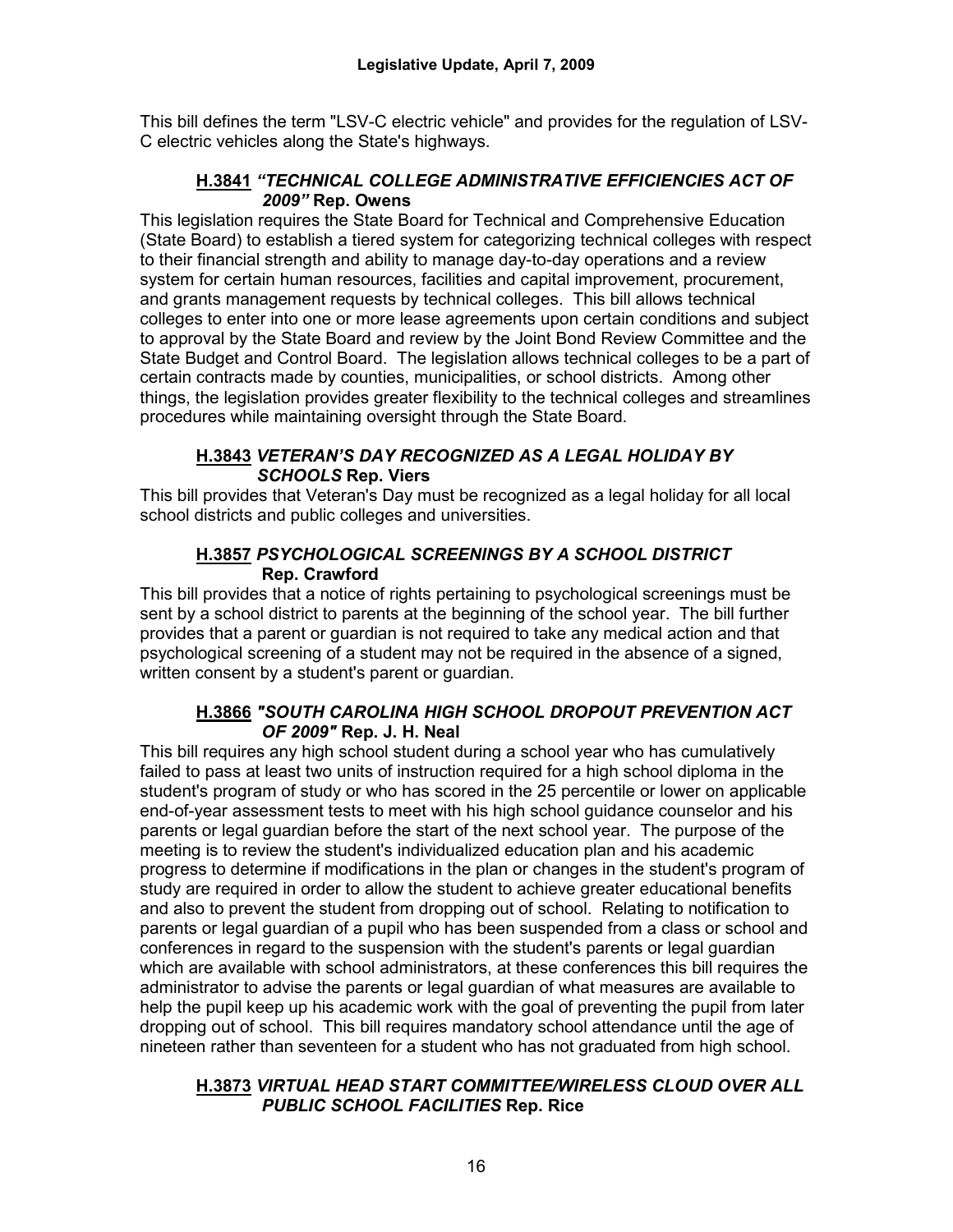This bill defines the term "LSV-C electric vehicle" and provides for the regulation of LSV-C electric vehicles along the State's highways.

### H.3841 *"TECHNICAL COLLEGE ADMINISTRATIVE EFFICIENCIES ACT OF 2009"* Rep. Owens

This legislation requires the State Board for Technical and Comprehensive Education (State Board) to establish a tiered system for categorizing technical colleges with respect to their financial strength and ability to manage day-to-day operations and a review system for certain human resources, facilities and capital improvement, procurement, and grants management requests by technical colleges. This bill allows technical colleges to enter into one or more lease agreements upon certain conditions and subject to approval by the State Board and review by the Joint Bond Review Committee and the State Budget and Control Board. The legislation allows technical colleges to be a part of certain contracts made by counties, municipalities, or school districts. Among other things, the legislation provides greater flexibility to the technical colleges and streamlines procedures while maintaining oversight through the State Board.

### H.3843 *VETERAN'S DAY RECOGNIZED AS A LEGAL HOLIDAY BY SCHOOLS* Rep. Viers

This bill provides that Veteran's Day must be recognized as a legal holiday for all local school districts and public colleges and universities.

### H.3857 *PSYCHOLOGICAL SCREENINGS BY A SCHOOL DISTRICT* Rep. Crawford

This bill provides that a notice of rights pertaining to psychological screenings must be sent by a school district to parents at the beginning of the school year. The bill further provides that a parent or guardian is not required to take any medical action and that psychological screening of a student may not be required in the absence of a signed, written consent by a student's parent or guardian.

### H.3866 *"SOUTH CAROLINA HIGH SCHOOL DROPOUT PREVENTION ACT OF 2009"* Rep. J. H. Neal

This bill requires any high school student during a school year who has cumulatively failed to pass at least two units of instruction required for a high school diploma in the student's program of study or who has scored in the 25 percentile or lower on applicable end-of-year assessment tests to meet with his high school guidance counselor and his parents or legal guardian before the start of the next school year. The purpose of the meeting is to review the student's individualized education plan and his academic progress to determine if modifications in the plan or changes in the student's program of study are required in order to allow the student to achieve greater educational benefits and also to prevent the student from dropping out of school. Relating to notification to parents or legal guardian of a pupil who has been suspended from a class or school and conferences in regard to the suspension with the student's parents or legal guardian which are available with school administrators, at these conferences this bill requires the administrator to advise the parents or legal guardian of what measures are available to help the pupil keep up his academic work with the goal of preventing the pupil from later dropping out of school. This bill requires mandatory school attendance until the age of nineteen rather than seventeen for a student who has not graduated from high school.

### H.3873 *VIRTUAL HEAD START COMMITTEE/WIRELESS CLOUD OVER ALL PUBLIC SCHOOL FACILITIES* Rep. Rice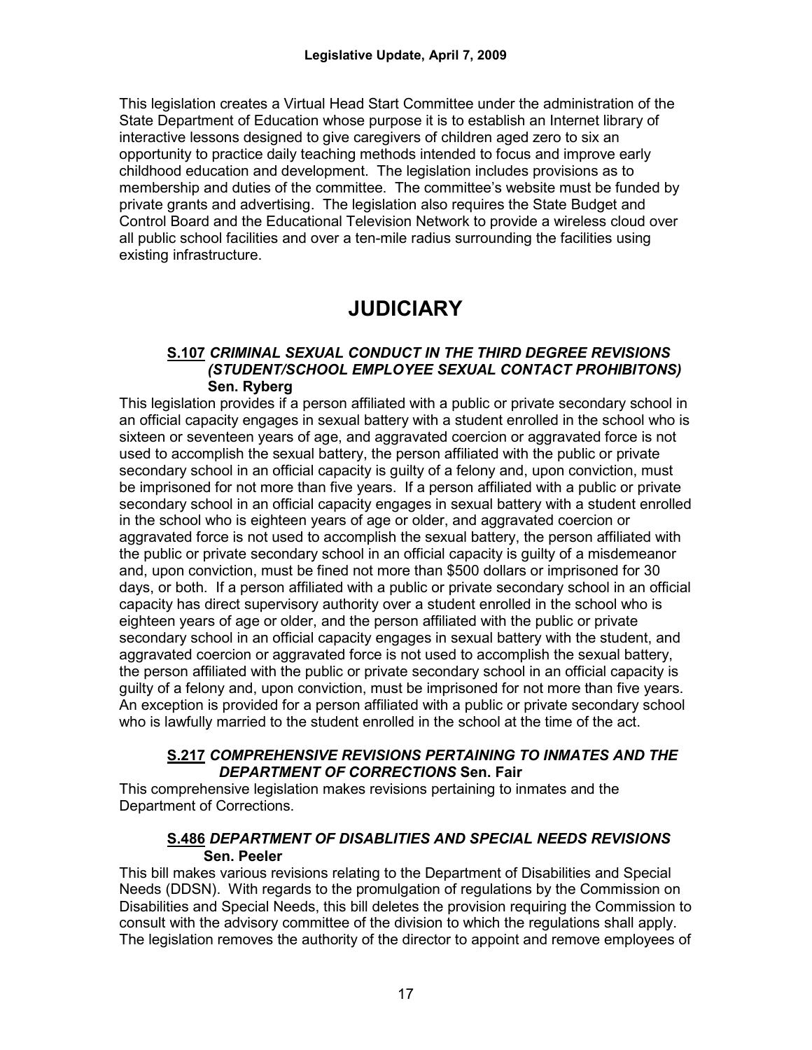This legislation creates a Virtual Head Start Committee under the administration of the State Department of Education whose purpose it is to establish an Internet library of interactive lessons designed to give caregivers of children aged zero to six an opportunity to practice daily teaching methods intended to focus and improve early childhood education and development. The legislation includes provisions as to membership and duties of the committee. The committee's website must be funded by private grants and advertising. The legislation also requires the State Budget and Control Board and the Educational Television Network to provide a wireless cloud over all public school facilities and over a ten-mile radius surrounding the facilities using existing infrastructure.

# JUDICIARY

### <u>S.107</u> *CRIMINAL SEXUAL CONDUCT IN THE THIRD DEGREE REVISIONS (STUDENT/SCHOOL EMPLOYEE SEXUAL CONTACT PROHIBITONS)* **Sen. Ryberg**

This legislation provides if a person affiliated with a public or private secondary school in an official capacity engages in sexual battery with a student enrolled in the school who is sixteen or seventeen years of age, and aggravated coercion or aggravated force is not used to accomplish the sexual battery, the person affiliated with the public or private secondary school in an official capacity is guilty of a felony and, upon conviction, must be imprisoned for not more than five years. If a person affiliated with a public or private secondary school in an official capacity engages in sexual battery with a student enrolled in the school who is eighteen years of age or older, and aggravated coercion or aggravated force is not used to accomplish the sexual battery, the person affiliated with the public or private secondary school in an official capacity is guilty of a misdemeanor and, upon conviction, must be fined not more than $500 dollars or imprisoned for 30 days, or both. If a person affiliated with a public or private secondary school in an official capacity has direct supervisory authority over a student enrolled in the school who is eighteen years of age or older, and the person affiliated with the public or private secondary school in an official capacity engages in sexual battery with the student, and aggravated coercion or aggravated force is not used to accomplish the sexual battery, the person affiliated with the public or private secondary school in an official capacity is guilty of a felony and, upon conviction, must be imprisoned for not more than five years. An exception is provided for a person affiliated with a public or private secondary school who is lawfully married to the student enrolled in the school at the time of the act.

### <u>S.217</u> *COMPREHENSIVE REVISIONS PERTAINING TO INMATES AND THE DEPARTMENT OF CORRECTIONS* **Sen. Fair**

This comprehensive legislation makes revisions pertaining to inmates and the Department of Corrections.

### <u>S.486</u> *DEPARTMENT OF DISABLITIES AND SPECIAL NEEDS REVISIONS* **Sen. Peeler**

This bill makes various revisions relating to the Department of Disabilities and Special Needs (DDSN). With regards to the promulgation of regulations by the Commission on Disabilities and Special Needs, this bill deletes the provision requiring the Commission to consult with the advisory committee of the division to which the regulations shall apply. The legislation removes the authority of the director to appoint and remove employees of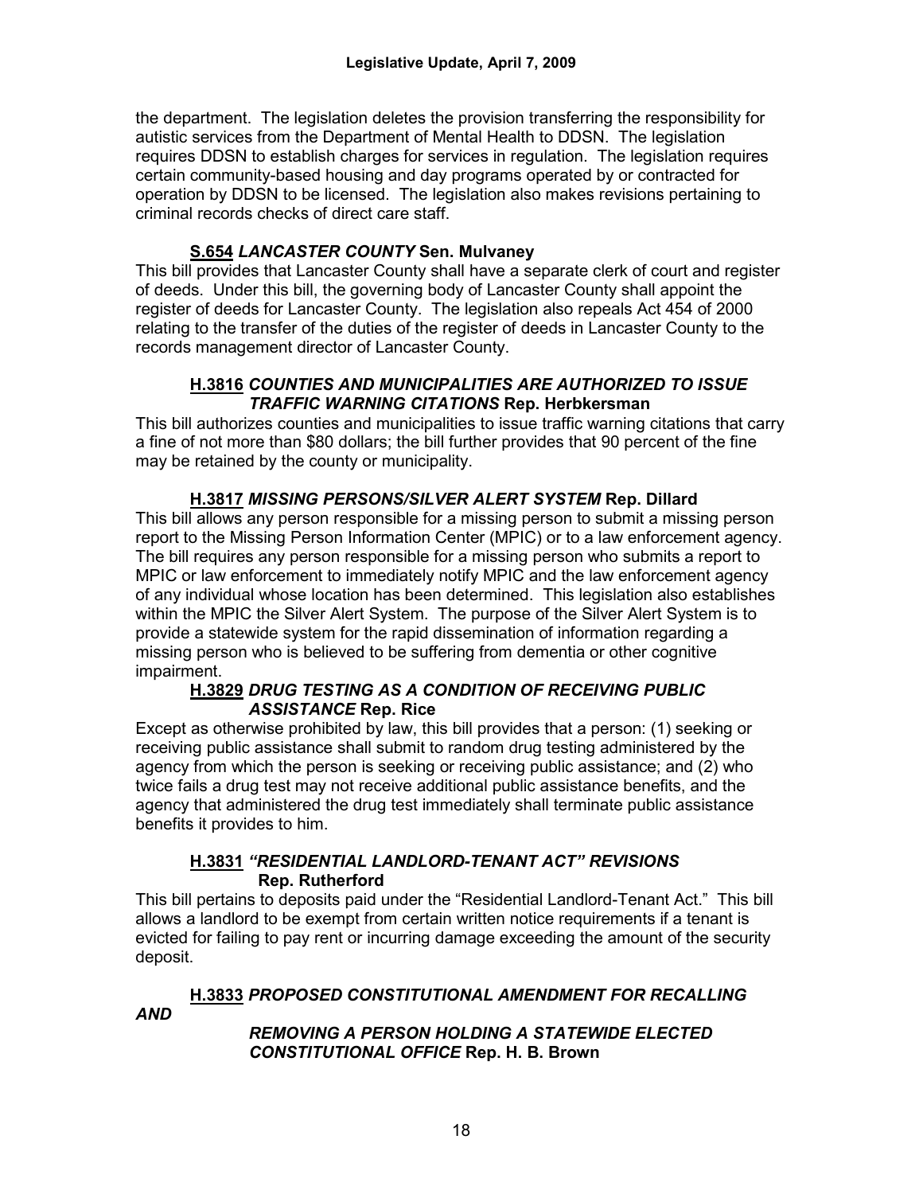the department. The legislation deletes the provision transferring the responsibility for autistic services from the Department of Mental Health to DDSN. The legislation requires DDSN to establish charges for services in regulation. The legislation requires certain community-based housing and day programs operated by or contracted for operation by DDSN to be licensed. The legislation also makes revisions pertaining to criminal records checks of direct care staff.

**S.654** ***LANCASTER COUNTY*** **Sen. Mulvaney**

This bill provides that Lancaster County shall have a separate clerk of court and register of deeds. Under this bill, the governing body of Lancaster County shall appoint the register of deeds for Lancaster County. The legislation also repeals Act 454 of 2000 relating to the transfer of the duties of the register of deeds in Lancaster County to the records management director of Lancaster County.

**H.3816** ***COUNTIES AND MUNICIPALITIES ARE AUTHORIZED TO ISSUE TRAFFIC WARNING CITATIONS*** **Rep. Herbkersman**

This bill authorizes counties and municipalities to issue traffic warning citations that carry a fine of not more than $80 dollars; the bill further provides that 90 percent of the fine may be retained by the county or municipality.

**H.3817** ***MISSING PERSONS/SILVER ALERT SYSTEM*** **Rep. Dillard**

This bill allows any person responsible for a missing person to submit a missing person report to the Missing Person Information Center (MPIC) or to a law enforcement agency. The bill requires any person responsible for a missing person who submits a report to MPIC or law enforcement to immediately notify MPIC and the law enforcement agency of any individual whose location has been determined. This legislation also establishes within the MPIC the Silver Alert System. The purpose of the Silver Alert System is to provide a statewide system for the rapid dissemination of information regarding a missing person who is believed to be suffering from dementia or other cognitive impairment.

**H.3829** ***DRUG TESTING AS A CONDITION OF RECEIVING PUBLIC ASSISTANCE*** **Rep. Rice**

Except as otherwise prohibited by law, this bill provides that a person: (1) seeking or receiving public assistance shall submit to random drug testing administered by the agency from which the person is seeking or receiving public assistance; and (2) who twice fails a drug test may not receive additional public assistance benefits, and the agency that administered the drug test immediately shall terminate public assistance benefits it provides to him.

**H.3831** ***"RESIDENTIAL LANDLORD-TENANT ACT" REVISIONS*** **Rep. Rutherford**

This bill pertains to deposits paid under the "Residential Landlord-Tenant Act." This bill allows a landlord to be exempt from certain written notice requirements if a tenant is evicted for failing to pay rent or incurring damage exceeding the amount of the security deposit.

**H.3833** ***PROPOSED CONSTITUTIONAL AMENDMENT FOR RECALLING AND REMOVING A PERSON HOLDING A STATEWIDE ELECTED CONSTITUTIONAL OFFICE*** **Rep. H. B. Brown**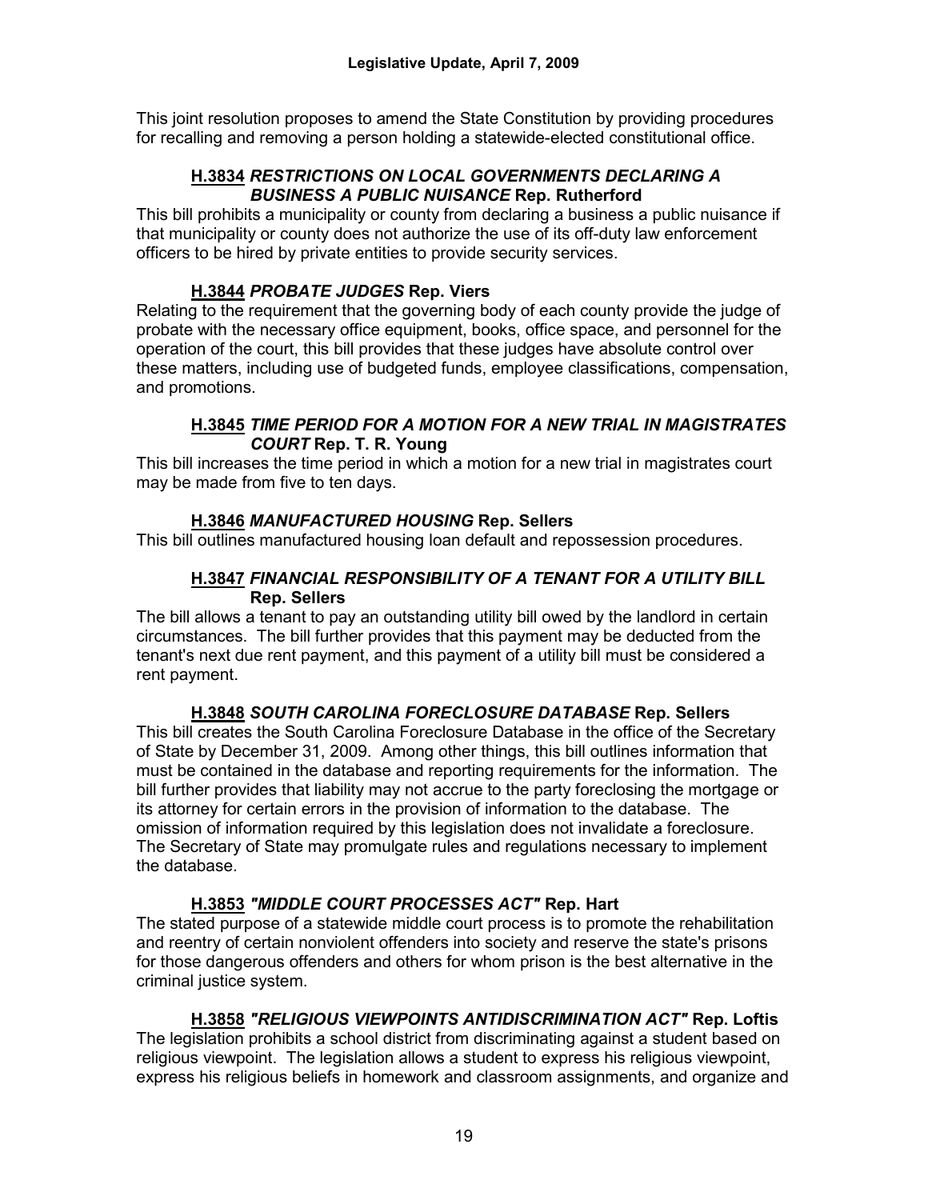This joint resolution proposes to amend the State Constitution by providing procedures for recalling and removing a person holding a statewide-elected constitutional office.

### **H.3834** ***RESTRICTIONS ON LOCAL GOVERNMENTS DECLARING A BUSINESS A PUBLIC NUISANCE*** **Rep. Rutherford**

This bill prohibits a municipality or county from declaring a business a public nuisance if that municipality or county does not authorize the use of its off-duty law enforcement officers to be hired by private entities to provide security services.

### **H.3844** ***PROBATE JUDGES*** **Rep. Viers**

Relating to the requirement that the governing body of each county provide the judge of probate with the necessary office equipment, books, office space, and personnel for the operation of the court, this bill provides that these judges have absolute control over these matters, including use of budgeted funds, employee classifications, compensation, and promotions.

### **H.3845** ***TIME PERIOD FOR A MOTION FOR A NEW TRIAL IN MAGISTRATES COURT*** **Rep. T. R. Young**

This bill increases the time period in which a motion for a new trial in magistrates court may be made from five to ten days.

### **H.3846** ***MANUFACTURED HOUSING*** **Rep. Sellers**

This bill outlines manufactured housing loan default and repossession procedures.

### **H.3847** ***FINANCIAL RESPONSIBILITY OF A TENANT FOR A UTILITY BILL*** **Rep. Sellers**

The bill allows a tenant to pay an outstanding utility bill owed by the landlord in certain circumstances. The bill further provides that this payment may be deducted from the tenant's next due rent payment, and this payment of a utility bill must be considered a rent payment.

### **H.3848** ***SOUTH CAROLINA FORECLOSURE DATABASE*** **Rep. Sellers**

This bill creates the South Carolina Foreclosure Database in the office of the Secretary of State by December 31, 2009. Among other things, this bill outlines information that must be contained in the database and reporting requirements for the information. The bill further provides that liability may not accrue to the party foreclosing the mortgage or its attorney for certain errors in the provision of information to the database. The omission of information required by this legislation does not invalidate a foreclosure. The Secretary of State may promulgate rules and regulations necessary to implement the database.

### **H.3853** ***"MIDDLE COURT PROCESSES ACT"*** **Rep. Hart**

The stated purpose of a statewide middle court process is to promote the rehabilitation and reentry of certain nonviolent offenders into society and reserve the state's prisons for those dangerous offenders and others for whom prison is the best alternative in the criminal justice system.

### **H.3858** ***"RELIGIOUS VIEWPOINTS ANTIDISCRIMINATION ACT"*** **Rep. Loftis**

The legislation prohibits a school district from discriminating against a student based on religious viewpoint. The legislation allows a student to express his religious viewpoint, express his religious beliefs in homework and classroom assignments, and organize and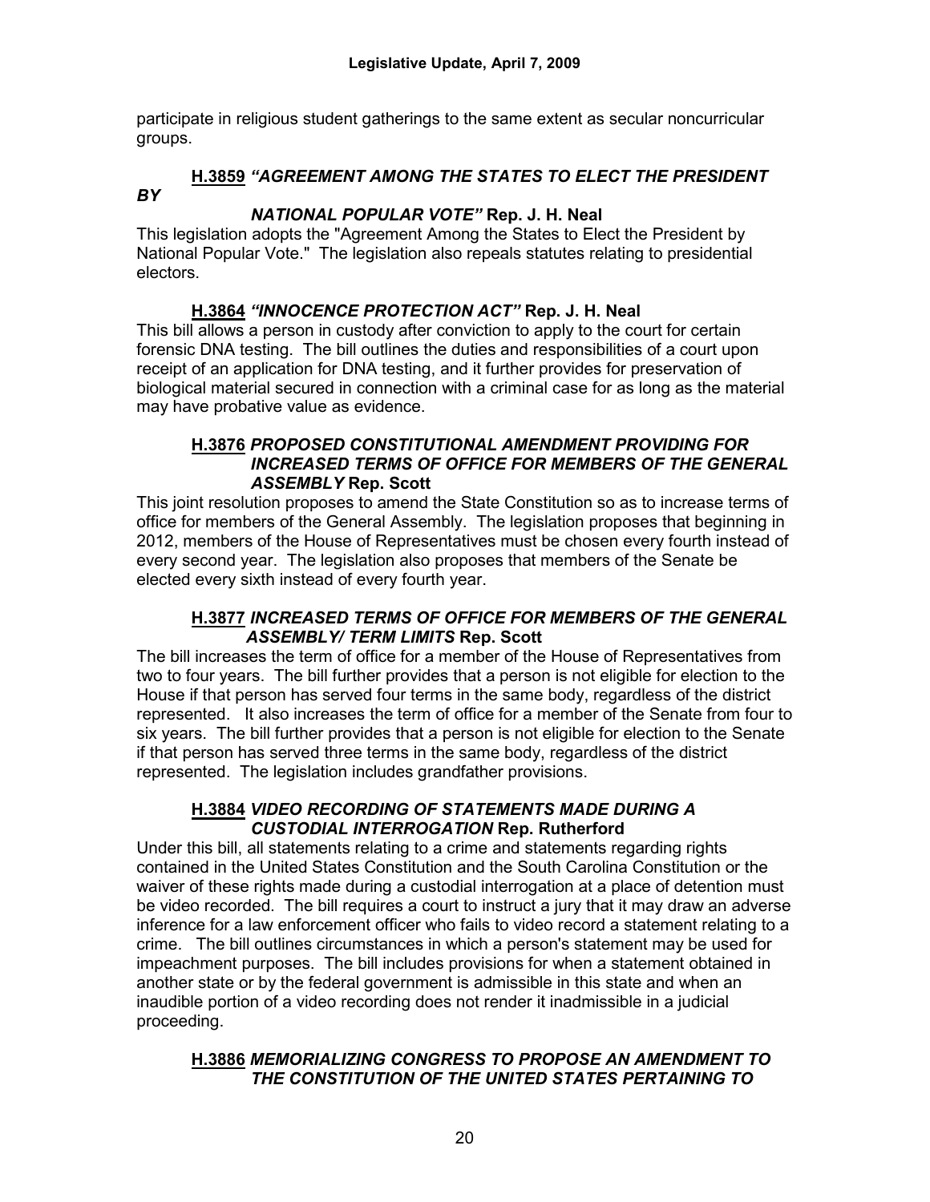participate in religious student gatherings to the same extent as secular noncurricular groups.

**H.3859** ***"AGREEMENT AMONG THE STATES TO ELECT THE PRESIDENT BY NATIONAL POPULAR VOTE"*** **Rep. J. H. Neal**

This legislation adopts the "Agreement Among the States to Elect the President by National Popular Vote." The legislation also repeals statutes relating to presidential electors.

**H.3864** ***"INNOCENCE PROTECTION ACT"*** **Rep. J. H. Neal**

This bill allows a person in custody after conviction to apply to the court for certain forensic DNA testing. The bill outlines the duties and responsibilities of a court upon receipt of an application for DNA testing, and it further provides for preservation of biological material secured in connection with a criminal case for as long as the material may have probative value as evidence.

**H.3876** ***PROPOSED CONSTITUTIONAL AMENDMENT PROVIDING FOR INCREASED TERMS OF OFFICE FOR MEMBERS OF THE GENERAL ASSEMBLY*** **Rep. Scott**

This joint resolution proposes to amend the State Constitution so as to increase terms of office for members of the General Assembly. The legislation proposes that beginning in 2012, members of the House of Representatives must be chosen every fourth instead of every second year. The legislation also proposes that members of the Senate be elected every sixth instead of every fourth year.

**H.3877** ***INCREASED TERMS OF OFFICE FOR MEMBERS OF THE GENERAL ASSEMBLY/ TERM LIMITS*** **Rep. Scott**

The bill increases the term of office for a member of the House of Representatives from two to four years. The bill further provides that a person is not eligible for election to the House if that person has served four terms in the same body, regardless of the district represented. It also increases the term of office for a member of the Senate from four to six years. The bill further provides that a person is not eligible for election to the Senate if that person has served three terms in the same body, regardless of the district represented. The legislation includes grandfather provisions.

**H.3884** ***VIDEO RECORDING OF STATEMENTS MADE DURING A CUSTODIAL INTERROGATION*** **Rep. Rutherford**

Under this bill, all statements relating to a crime and statements regarding rights contained in the United States Constitution and the South Carolina Constitution or the waiver of these rights made during a custodial interrogation at a place of detention must be video recorded. The bill requires a court to instruct a jury that it may draw an adverse inference for a law enforcement officer who fails to video record a statement relating to a crime. The bill outlines circumstances in which a person's statement may be used for impeachment purposes. The bill includes provisions for when a statement obtained in another state or by the federal government is admissible in this state and when an inaudible portion of a video recording does not render it inadmissible in a judicial proceeding.

**H.3886** ***MEMORIALIZING CONGRESS TO PROPOSE AN AMENDMENT TO THE CONSTITUTION OF THE UNITED STATES PERTAINING TO***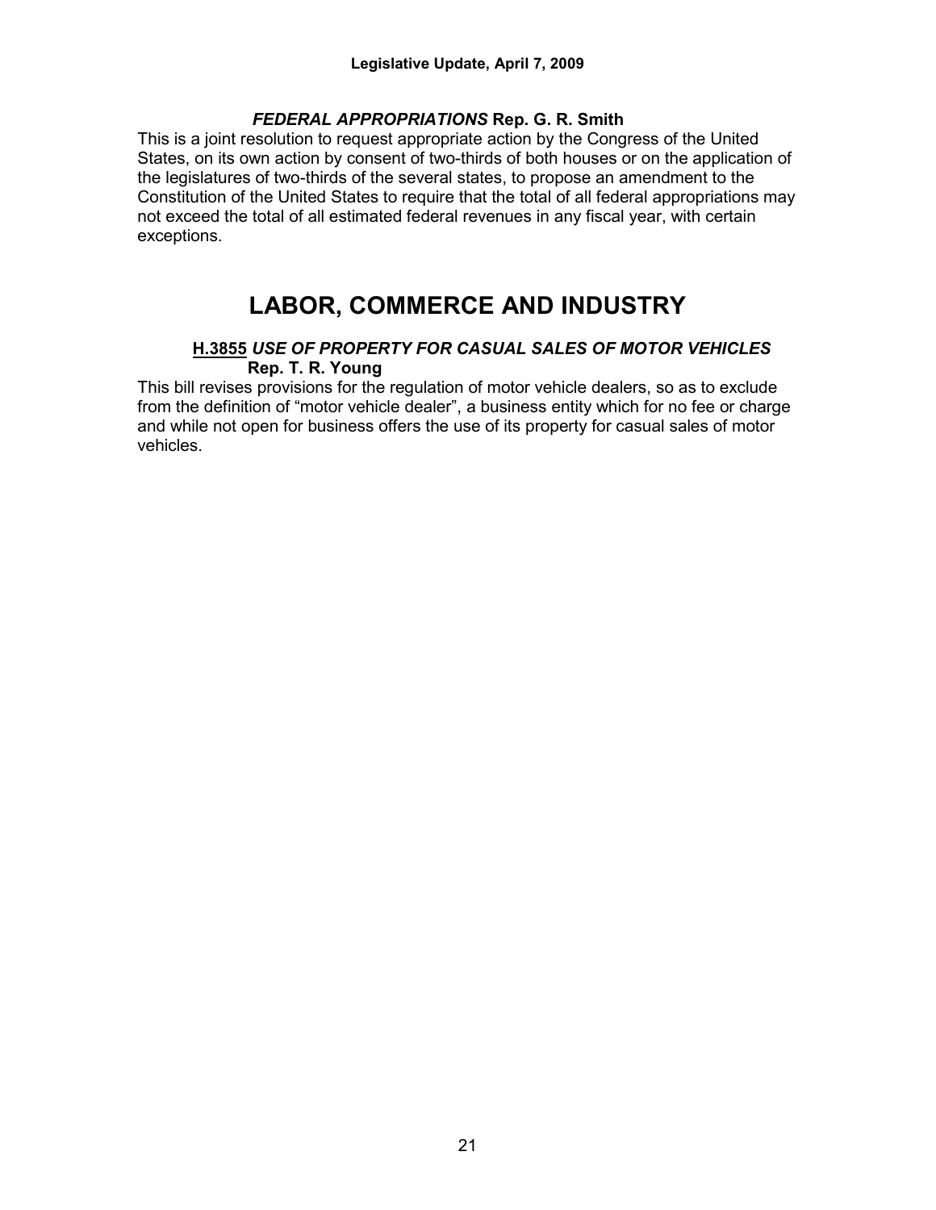***FEDERAL APPROPRIATIONS* Rep. G. R. Smith**

This is a joint resolution to request appropriate action by the Congress of the United States, on its own action by consent of two-thirds of both houses or on the application of the legislatures of two-thirds of the several states, to propose an amendment to the Constitution of the United States to require that the total of all federal appropriations may not exceed the total of all estimated federal revenues in any fiscal year, with certain exceptions.

# LABOR, COMMERCE AND INDUSTRY

**<u>H.3855</u> *USE OF PROPERTY FOR CASUAL SALES OF MOTOR VEHICLES* Rep. T. R. Young**

This bill revises provisions for the regulation of motor vehicle dealers, so as to exclude from the definition of "motor vehicle dealer", a business entity which for no fee or charge and while not open for business offers the use of its property for casual sales of motor vehicles.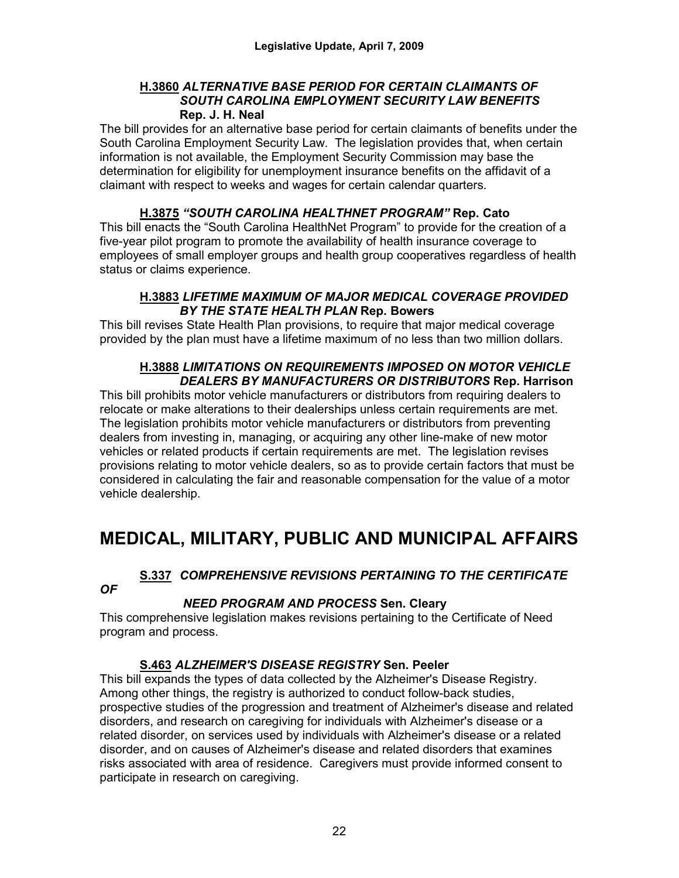**H.3860** ***ALTERNATIVE BASE PERIOD FOR CERTAIN CLAIMANTS OF SOUTH CAROLINA EMPLOYMENT SECURITY LAW BENEFITS*** **Rep. J. H. Neal**

The bill provides for an alternative base period for certain claimants of benefits under the South Carolina Employment Security Law. The legislation provides that, when certain information is not available, the Employment Security Commission may base the determination for eligibility for unemployment insurance benefits on the affidavit of a claimant with respect to weeks and wages for certain calendar quarters.

**H.3875** ***"SOUTH CAROLINA HEALTHNET PROGRAM"*** **Rep. Cato**

This bill enacts the "South Carolina HealthNet Program" to provide for the creation of a five-year pilot program to promote the availability of health insurance coverage to employees of small employer groups and health group cooperatives regardless of health status or claims experience.

**H.3883** ***LIFETIME MAXIMUM OF MAJOR MEDICAL COVERAGE PROVIDED BY THE STATE HEALTH PLAN*** **Rep. Bowers**

This bill revises State Health Plan provisions, to require that major medical coverage provided by the plan must have a lifetime maximum of no less than two million dollars.

**H.3888** ***LIMITATIONS ON REQUIREMENTS IMPOSED ON MOTOR VEHICLE DEALERS BY MANUFACTURERS OR DISTRIBUTORS*** **Rep. Harrison**

This bill prohibits motor vehicle manufacturers or distributors from requiring dealers to relocate or make alterations to their dealerships unless certain requirements are met. The legislation prohibits motor vehicle manufacturers or distributors from preventing dealers from investing in, managing, or acquiring any other line-make of new motor vehicles or related products if certain requirements are met. The legislation revises provisions relating to motor vehicle dealers, so as to provide certain factors that must be considered in calculating the fair and reasonable compensation for the value of a motor vehicle dealership.

# MEDICAL, MILITARY, PUBLIC AND MUNICIPAL AFFAIRS

**S.337** ***COMPREHENSIVE REVISIONS PERTAINING TO THE CERTIFICATE OF NEED PROGRAM AND PROCESS*** **Sen. Cleary**

This comprehensive legislation makes revisions pertaining to the Certificate of Need program and process.

**S.463** ***ALZHEIMER'S DISEASE REGISTRY*** **Sen. Peeler**

This bill expands the types of data collected by the Alzheimer's Disease Registry. Among other things, the registry is authorized to conduct follow-back studies, prospective studies of the progression and treatment of Alzheimer's disease and related disorders, and research on caregiving for individuals with Alzheimer's disease or a related disorder, on services used by individuals with Alzheimer's disease or a related disorder, and on causes of Alzheimer's disease and related disorders that examines risks associated with area of residence. Caregivers must provide informed consent to participate in research on caregiving.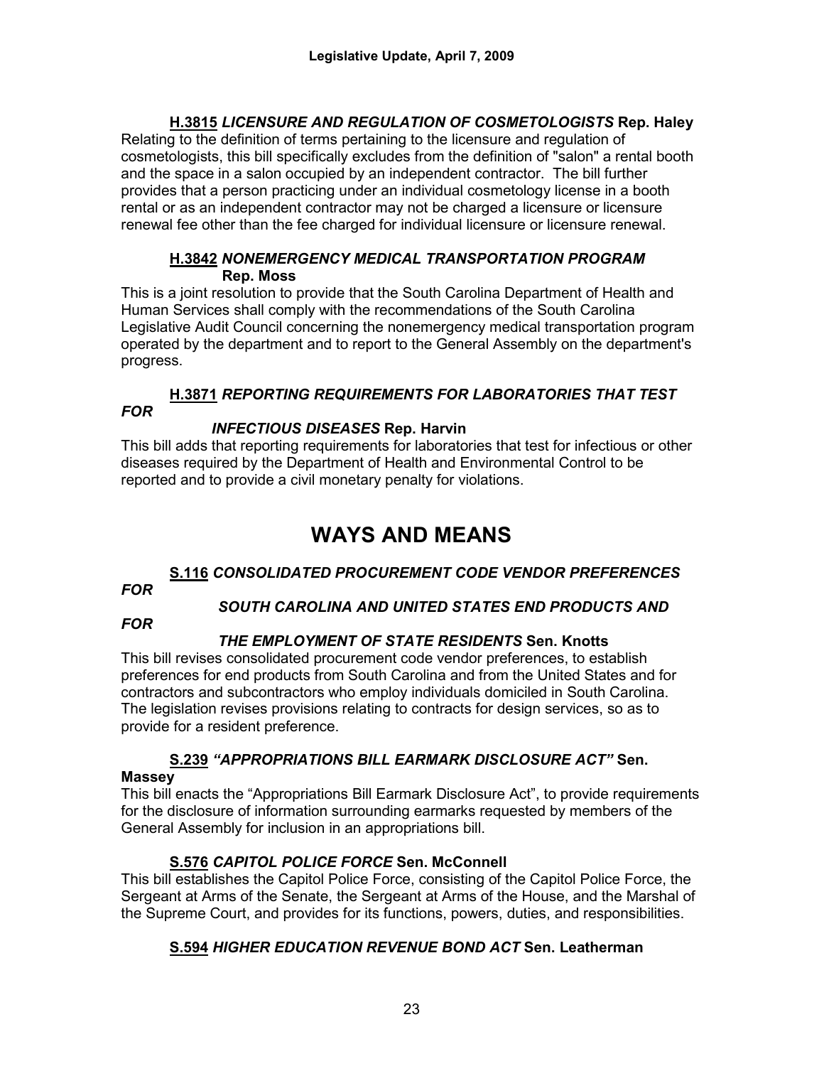**H.3815** ***LICENSURE AND REGULATION OF COSMETOLOGISTS*** **Rep. Haley**

Relating to the definition of terms pertaining to the licensure and regulation of cosmetologists, this bill specifically excludes from the definition of "salon" a rental booth and the space in a salon occupied by an independent contractor. The bill further provides that a person practicing under an individual cosmetology license in a booth rental or as an independent contractor may not be charged a licensure or licensure renewal fee other than the fee charged for individual licensure or licensure renewal.

**H.3842** ***NONEMERGENCY MEDICAL TRANSPORTATION PROGRAM*** **Rep. Moss**

This is a joint resolution to provide that the South Carolina Department of Health and Human Services shall comply with the recommendations of the South Carolina Legislative Audit Council concerning the nonemergency medical transportation program operated by the department and to report to the General Assembly on the department's progress.

**H.3871** ***REPORTING REQUIREMENTS FOR LABORATORIES THAT TEST FOR INFECTIOUS DISEASES*** **Rep. Harvin**

This bill adds that reporting requirements for laboratories that test for infectious or other diseases required by the Department of Health and Environmental Control to be reported and to provide a civil monetary penalty for violations.

# WAYS AND MEANS

**S.116** ***CONSOLIDATED PROCUREMENT CODE VENDOR PREFERENCES FOR SOUTH CAROLINA AND UNITED STATES END PRODUCTS AND FOR THE EMPLOYMENT OF STATE RESIDENTS*** **Sen. Knotts**

This bill revises consolidated procurement code vendor preferences, to establish preferences for end products from South Carolina and from the United States and for contractors and subcontractors who employ individuals domiciled in South Carolina. The legislation revises provisions relating to contracts for design services, so as to provide for a resident preference.

**S.239** ***"APPROPRIATIONS BILL EARMARK DISCLOSURE ACT"*** **Sen. Massey**

This bill enacts the "Appropriations Bill Earmark Disclosure Act", to provide requirements for the disclosure of information surrounding earmarks requested by members of the General Assembly for inclusion in an appropriations bill.

**S.576** ***CAPITOL POLICE FORCE*** **Sen. McConnell**

This bill establishes the Capitol Police Force, consisting of the Capitol Police Force, the Sergeant at Arms of the Senate, the Sergeant at Arms of the House, and the Marshal of the Supreme Court, and provides for its functions, powers, duties, and responsibilities.

**S.594** ***HIGHER EDUCATION REVENUE BOND ACT*** **Sen. Leatherman**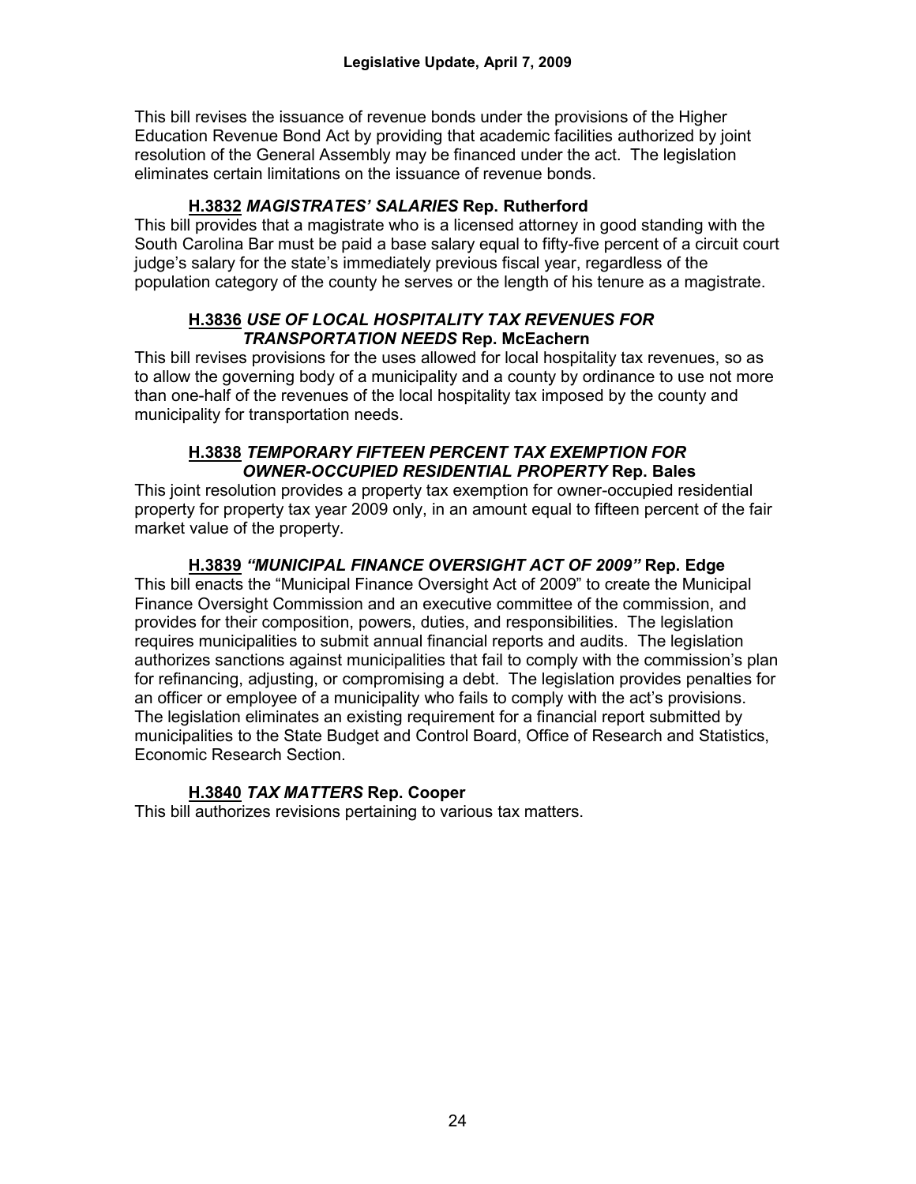This bill revises the issuance of revenue bonds under the provisions of the Higher Education Revenue Bond Act by providing that academic facilities authorized by joint resolution of the General Assembly may be financed under the act. The legislation eliminates certain limitations on the issuance of revenue bonds.

### H.3832 *MAGISTRATES' SALARIES* Rep. Rutherford

This bill provides that a magistrate who is a licensed attorney in good standing with the South Carolina Bar must be paid a base salary equal to fifty-five percent of a circuit court judge's salary for the state's immediately previous fiscal year, regardless of the population category of the county he serves or the length of his tenure as a magistrate.

### H.3836 *USE OF LOCAL HOSPITALITY TAX REVENUES FOR TRANSPORTATION NEEDS* Rep. McEachern

This bill revises provisions for the uses allowed for local hospitality tax revenues, so as to allow the governing body of a municipality and a county by ordinance to use not more than one-half of the revenues of the local hospitality tax imposed by the county and municipality for transportation needs.

### H.3838 *TEMPORARY FIFTEEN PERCENT TAX EXEMPTION FOR OWNER-OCCUPIED RESIDENTIAL PROPERTY* Rep. Bales

This joint resolution provides a property tax exemption for owner-occupied residential property for property tax year 2009 only, in an amount equal to fifteen percent of the fair market value of the property.

### H.3839 *"MUNICIPAL FINANCE OVERSIGHT ACT OF 2009"* Rep. Edge

This bill enacts the "Municipal Finance Oversight Act of 2009" to create the Municipal Finance Oversight Commission and an executive committee of the commission, and provides for their composition, powers, duties, and responsibilities. The legislation requires municipalities to submit annual financial reports and audits. The legislation authorizes sanctions against municipalities that fail to comply with the commission's plan for refinancing, adjusting, or compromising a debt. The legislation provides penalties for an officer or employee of a municipality who fails to comply with the act's provisions. The legislation eliminates an existing requirement for a financial report submitted by municipalities to the State Budget and Control Board, Office of Research and Statistics, Economic Research Section.

### H.3840 *TAX MATTERS* Rep. Cooper

This bill authorizes revisions pertaining to various tax matters.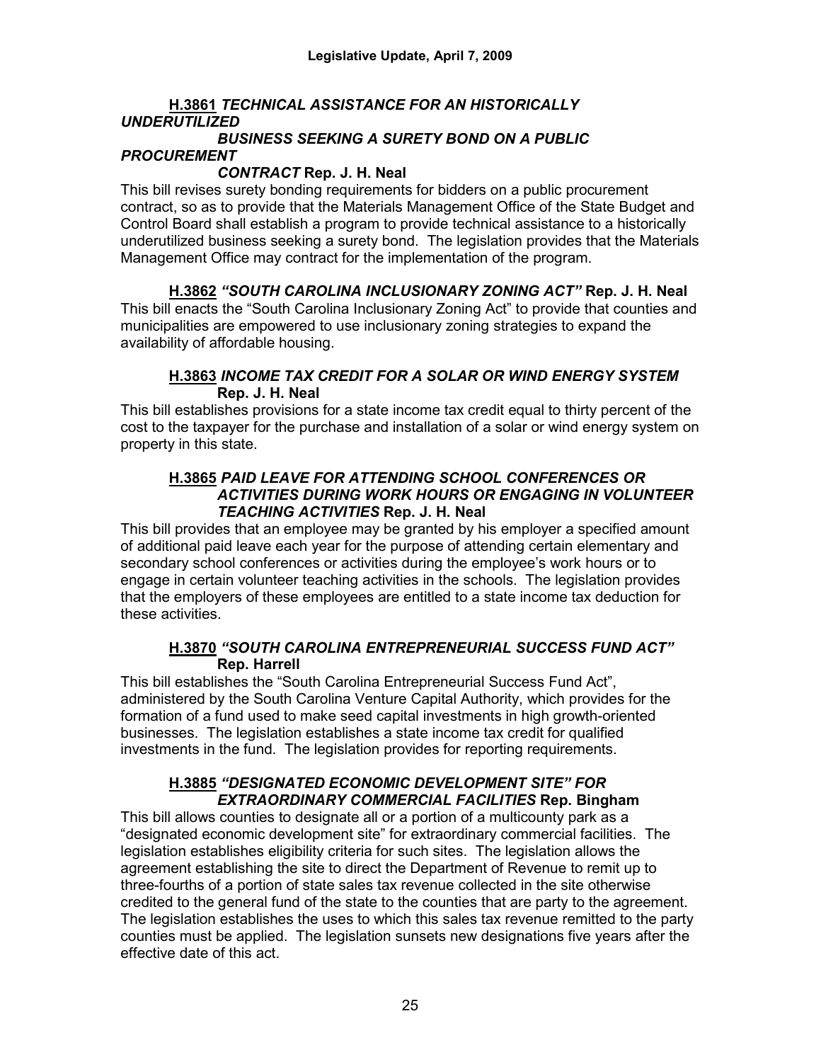**<u>H.3861</u>** ***TECHNICAL ASSISTANCE FOR AN HISTORICALLY UNDERUTILIZED BUSINESS SEEKING A SURETY BOND ON A PUBLIC PROCUREMENT CONTRACT*** **Rep. J. H. Neal**

This bill revises surety bonding requirements for bidders on a public procurement contract, so as to provide that the Materials Management Office of the State Budget and Control Board shall establish a program to provide technical assistance to a historically underutilized business seeking a surety bond. The legislation provides that the Materials Management Office may contract for the implementation of the program.

**<u>H.3862</u>** ***"SOUTH CAROLINA INCLUSIONARY ZONING ACT"*** **Rep. J. H. Neal**

This bill enacts the "South Carolina Inclusionary Zoning Act" to provide that counties and municipalities are empowered to use inclusionary zoning strategies to expand the availability of affordable housing.

**<u>H.3863</u>** ***INCOME TAX CREDIT FOR A SOLAR OR WIND ENERGY SYSTEM*** **Rep. J. H. Neal**

This bill establishes provisions for a state income tax credit equal to thirty percent of the cost to the taxpayer for the purchase and installation of a solar or wind energy system on property in this state.

**<u>H.3865</u>** ***PAID LEAVE FOR ATTENDING SCHOOL CONFERENCES OR ACTIVITIES DURING WORK HOURS OR ENGAGING IN VOLUNTEER TEACHING ACTIVITIES*** **Rep. J. H. Neal**

This bill provides that an employee may be granted by his employer a specified amount of additional paid leave each year for the purpose of attending certain elementary and secondary school conferences or activities during the employee's work hours or to engage in certain volunteer teaching activities in the schools. The legislation provides that the employers of these employees are entitled to a state income tax deduction for these activities.

**<u>H.3870</u>** ***"SOUTH CAROLINA ENTREPRENEURIAL SUCCESS FUND ACT"*** **Rep. Harrell**

This bill establishes the "South Carolina Entrepreneurial Success Fund Act", administered by the South Carolina Venture Capital Authority, which provides for the formation of a fund used to make seed capital investments in high growth-oriented businesses. The legislation establishes a state income tax credit for qualified investments in the fund. The legislation provides for reporting requirements.

**<u>H.3885</u>** ***"DESIGNATED ECONOMIC DEVELOPMENT SITE" FOR EXTRAORDINARY COMMERCIAL FACILITIES*** **Rep. Bingham**

This bill allows counties to designate all or a portion of a multicounty park as a "designated economic development site" for extraordinary commercial facilities. The legislation establishes eligibility criteria for such sites. The legislation allows the agreement establishing the site to direct the Department of Revenue to remit up to three-fourths of a portion of state sales tax revenue collected in the site otherwise credited to the general fund of the state to the counties that are party to the agreement. The legislation establishes the uses to which this sales tax revenue remitted to the party counties must be applied. The legislation sunsets new designations five years after the effective date of this act.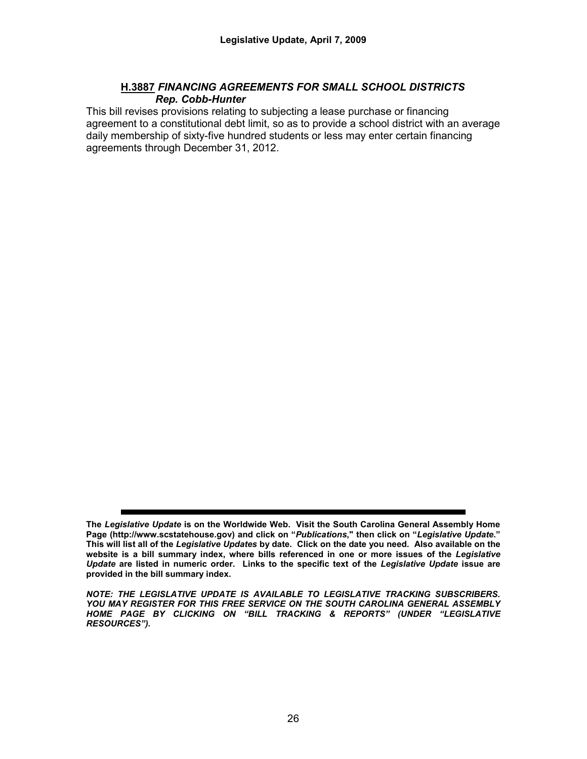**H.3887** ***FINANCING AGREEMENTS FOR SMALL SCHOOL DISTRICTS***
***Rep. Cobb-Hunter***

This bill revises provisions relating to subjecting a lease purchase or financing agreement to a constitutional debt limit, so as to provide a school district with an average daily membership of sixty-five hundred students or less may enter certain financing agreements through December 31, 2012.

---

**The *Legislative Update* is on the Worldwide Web. Visit the South Carolina General Assembly Home Page (http://www.scstatehouse.gov) and click on "*Publications*," then click on "*Legislative Update*." This will list all of the *Legislative Updates* by date. Click on the date you need. Also available on the website is a bill summary index, where bills referenced in one or more issues of the *Legislative Update* are listed in numeric order. Links to the specific text of the *Legislative Update* issue are provided in the bill summary index.**

***NOTE: THE LEGISLATIVE UPDATE IS AVAILABLE TO LEGISLATIVE TRACKING SUBSCRIBERS. YOU MAY REGISTER FOR THIS FREE SERVICE ON THE SOUTH CAROLINA GENERAL ASSEMBLY HOME PAGE BY CLICKING ON "BILL TRACKING & REPORTS" (UNDER "LEGISLATIVE RESOURCES").***